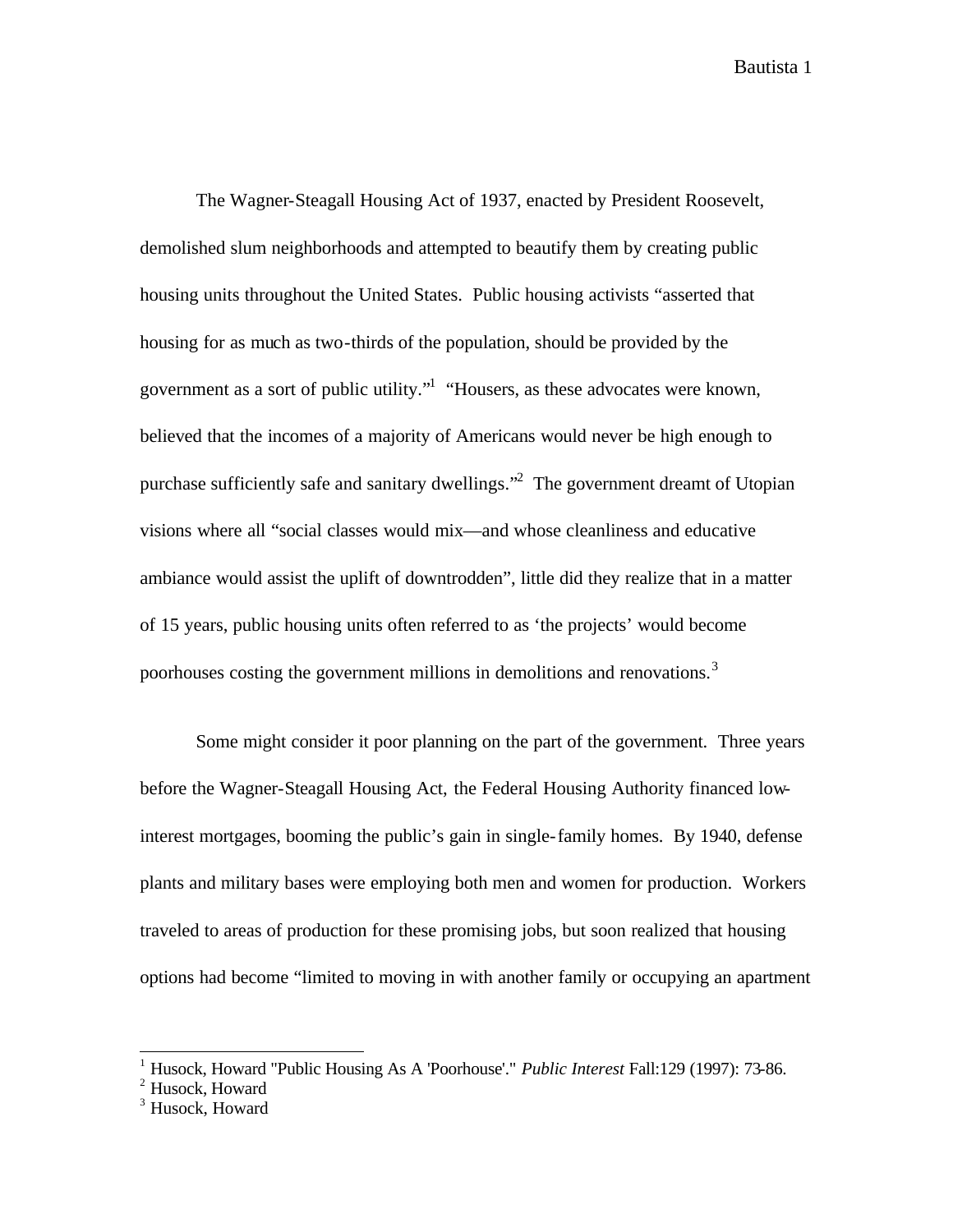The Wagner-Steagall Housing Act of 1937, enacted by President Roosevelt, demolished slum neighborhoods and attempted to beautify them by creating public housing units throughout the United States. Public housing activists "asserted that housing for as much as two-thirds of the population, should be provided by the government as a sort of public utility."[1] "Housers, as these advocates were known, believed that the incomes of a majority of Americans would never be high enough to purchase sufficiently safe and sanitary dwellings."[2] The government dreamt of Utopian visions where all "social classes would mix—and whose cleanliness and educative ambiance would assist the uplift of downtrodden", little did they realize that in a matter of 15 years, public housing units often referred to as 'the projects' would become poorhouses costing the government millions in demolitions and renovations.[3]

Some might consider it poor planning on the part of the government. Three years before the Wagner-Steagall Housing Act, the Federal Housing Authority financed low-interest mortgages, booming the public's gain in single-family homes. By 1940, defense plants and military bases were employing both men and women for production. Workers traveled to areas of production for these promising jobs, but soon realized that housing options had become "limited to moving in with another family or occupying an apartment

---

[1] Husock, Howard "Public Housing As A 'Poorhouse'." *Public Interest* Fall:129 (1997): 73-86.
[2] Husock, Howard
[3] Husock, Howard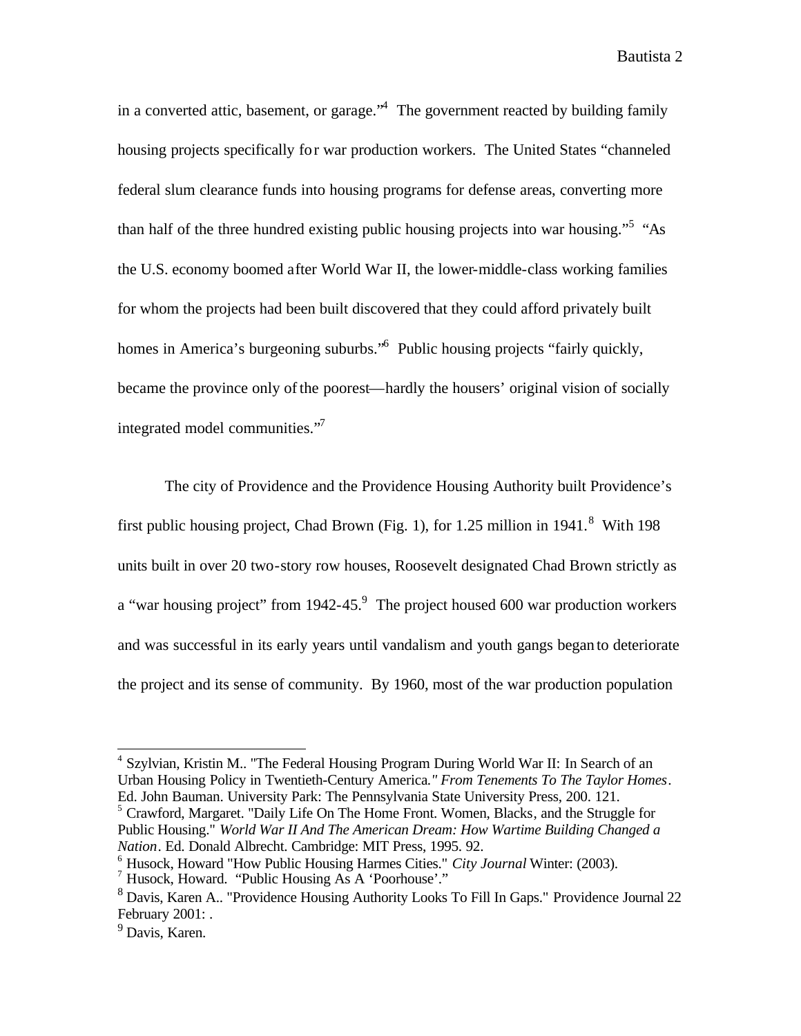in a converted attic, basement, or garage."[4] The government reacted by building family housing projects specifically for war production workers. The United States "channeled federal slum clearance funds into housing programs for defense areas, converting more than half of the three hundred existing public housing projects into war housing."[5] "As the U.S. economy boomed after World War II, the lower-middle-class working families for whom the projects had been built discovered that they could afford privately built homes in America's burgeoning suburbs."[6] Public housing projects "fairly quickly, became the province only of the poorest—hardly the housers' original vision of socially integrated model communities."[7]

The city of Providence and the Providence Housing Authority built Providence's first public housing project, Chad Brown (Fig. 1), for 1.25 million in 1941.[8] With 198 units built in over 20 two-story row houses, Roosevelt designated Chad Brown strictly as a "war housing project" from 1942-45.[9] The project housed 600 war production workers and was successful in its early years until vandalism and youth gangs began to deteriorate the project and its sense of community. By 1960, most of the war production population

---

[4] Szylvian, Kristin M.. "The Federal Housing Program During World War II: In Search of an Urban Housing Policy in Twentieth-Century America." *From Tenements To The Taylor Homes*. Ed. John Bauman. University Park: The Pennsylvania State University Press, 200. 121.

[5] Crawford, Margaret. "Daily Life On The Home Front. Women, Blacks, and the Struggle for Public Housing." *World War II And The American Dream: How Wartime Building Changed a Nation*. Ed. Donald Albrecht. Cambridge: MIT Press, 1995. 92.

[6] Husock, Howard "How Public Housing Harmes Cities." *City Journal* Winter: (2003).

[7] Husock, Howard. "Public Housing As A 'Poorhouse'."

[8] Davis, Karen A.. "Providence Housing Authority Looks To Fill In Gaps." Providence Journal 22 February 2001: .

[9] Davis, Karen.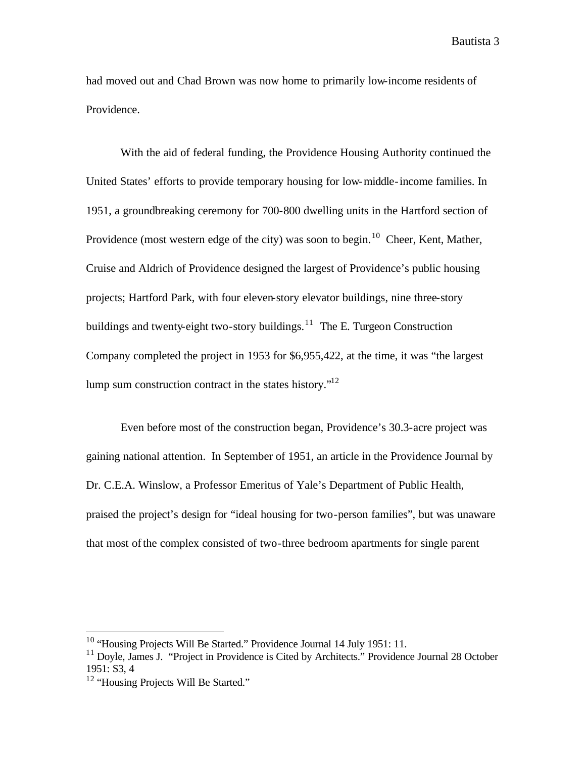had moved out and Chad Brown was now home to primarily low-income residents of Providence.

With the aid of federal funding, the Providence Housing Authority continued the United States' efforts to provide temporary housing for low-middle-income families. In 1951, a groundbreaking ceremony for 700-800 dwelling units in the Hartford section of Providence (most western edge of the city) was soon to begin.[10] Cheer, Kent, Mather, Cruise and Aldrich of Providence designed the largest of Providence's public housing projects; Hartford Park, with four eleven-story elevator buildings, nine three-story buildings and twenty-eight two-story buildings.[11] The E. Turgeon Construction Company completed the project in 1953 for $6,955,422, at the time, it was "the largest lump sum construction contract in the states history."[12]

Even before most of the construction began, Providence's 30.3-acre project was gaining national attention. In September of 1951, an article in the Providence Journal by Dr. C.E.A. Winslow, a Professor Emeritus of Yale's Department of Public Health, praised the project's design for "ideal housing for two-person families", but was unaware that most of the complex consisted of two-three bedroom apartments for single parent

---

[10] "Housing Projects Will Be Started." Providence Journal 14 July 1951: 11.

[11] Doyle, James J. "Project in Providence is Cited by Architects." Providence Journal 28 October 1951: S3, 4

[12] "Housing Projects Will Be Started."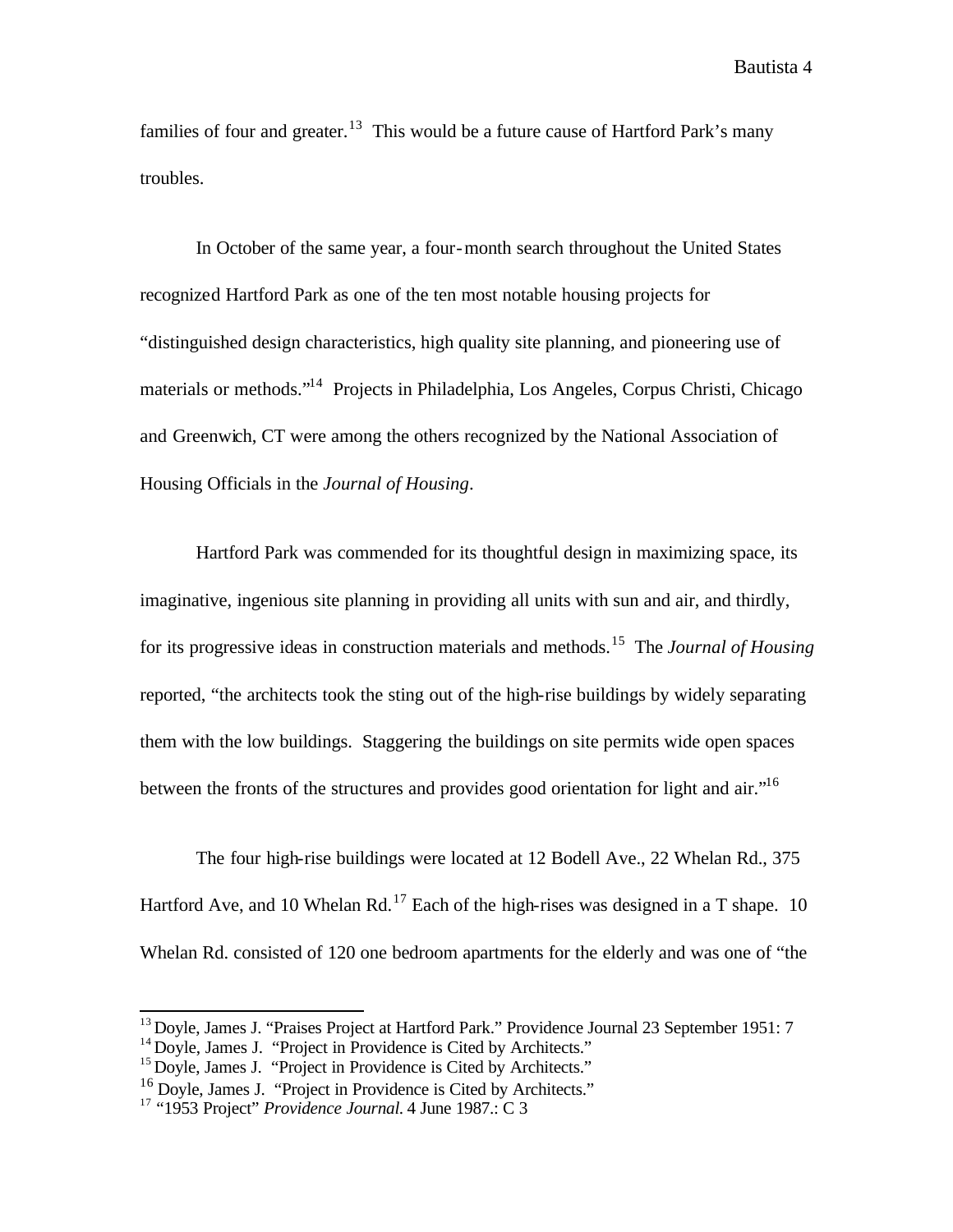families of four and greater.[13] This would be a future cause of Hartford Park's many troubles.

In October of the same year, a four-month search throughout the United States recognized Hartford Park as one of the ten most notable housing projects for "distinguished design characteristics, high quality site planning, and pioneering use of materials or methods."[14] Projects in Philadelphia, Los Angeles, Corpus Christi, Chicago and Greenwich, CT were among the others recognized by the National Association of Housing Officials in the *Journal of Housing*.

Hartford Park was commended for its thoughtful design in maximizing space, its imaginative, ingenious site planning in providing all units with sun and air, and thirdly, for its progressive ideas in construction materials and methods.[15] The *Journal of Housing* reported, "the architects took the sting out of the high-rise buildings by widely separating them with the low buildings. Staggering the buildings on site permits wide open spaces between the fronts of the structures and provides good orientation for light and air."[16]

The four high-rise buildings were located at 12 Bodell Ave., 22 Whelan Rd., 375 Hartford Ave, and 10 Whelan Rd.[17] Each of the high-rises was designed in a T shape. 10 Whelan Rd. consisted of 120 one bedroom apartments for the elderly and was one of "the

---

[13] Doyle, James J. "Praises Project at Hartford Park." Providence Journal 23 September 1951: 7

[14] Doyle, James J. "Project in Providence is Cited by Architects."

[15] Doyle, James J. "Project in Providence is Cited by Architects."

[16] Doyle, James J. "Project in Providence is Cited by Architects."

[17] "1953 Project" *Providence Journal*. 4 June 1987.: C 3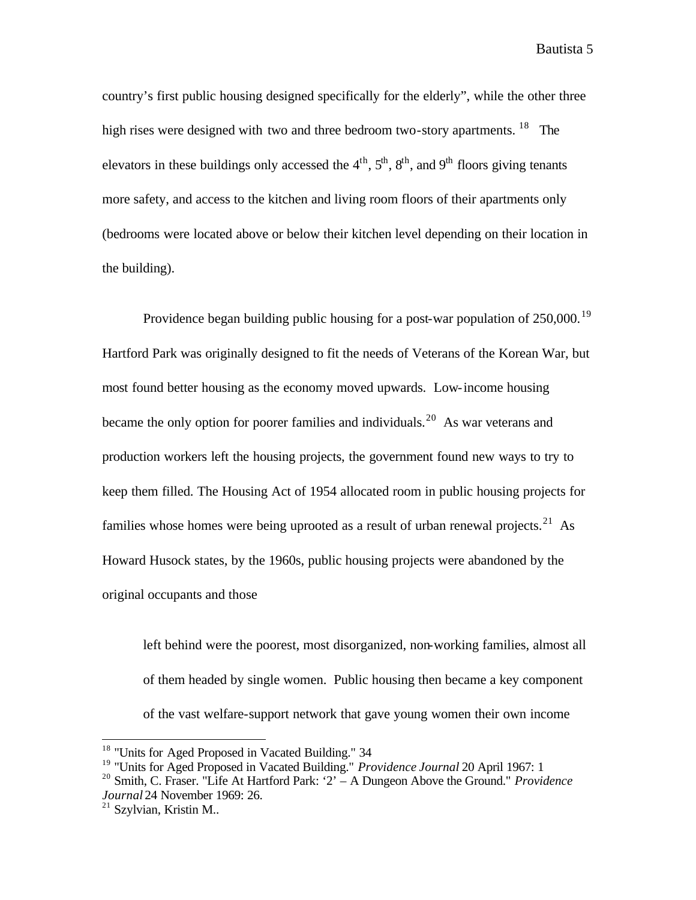country's first public housing designed specifically for the elderly", while the other three high rises were designed with two and three bedroom two-story apartments. [18] The elevators in these buildings only accessed the 4th, 5th, 8th, and 9th floors giving tenants more safety, and access to the kitchen and living room floors of their apartments only (bedrooms were located above or below their kitchen level depending on their location in the building).

Providence began building public housing for a post-war population of 250,000.[19] Hartford Park was originally designed to fit the needs of Veterans of the Korean War, but most found better housing as the economy moved upwards. Low-income housing became the only option for poorer families and individuals.[20] As war veterans and production workers left the housing projects, the government found new ways to try to keep them filled. The Housing Act of 1954 allocated room in public housing projects for families whose homes were being uprooted as a result of urban renewal projects.[21] As Howard Husock states, by the 1960s, public housing projects were abandoned by the original occupants and those

> left behind were the poorest, most disorganized, non-working families, almost all of them headed by single women. Public housing then became a key component of the vast welfare-support network that gave young women their own income

---

[18] "Units for Aged Proposed in Vacated Building." 34

[19] "Units for Aged Proposed in Vacated Building." *Providence Journal* 20 April 1967: 1

[20] Smith, C. Fraser. "Life At Hartford Park: '2' – A Dungeon Above the Ground." *Providence Journal* 24 November 1969: 26.

[21] Szylvian, Kristin M..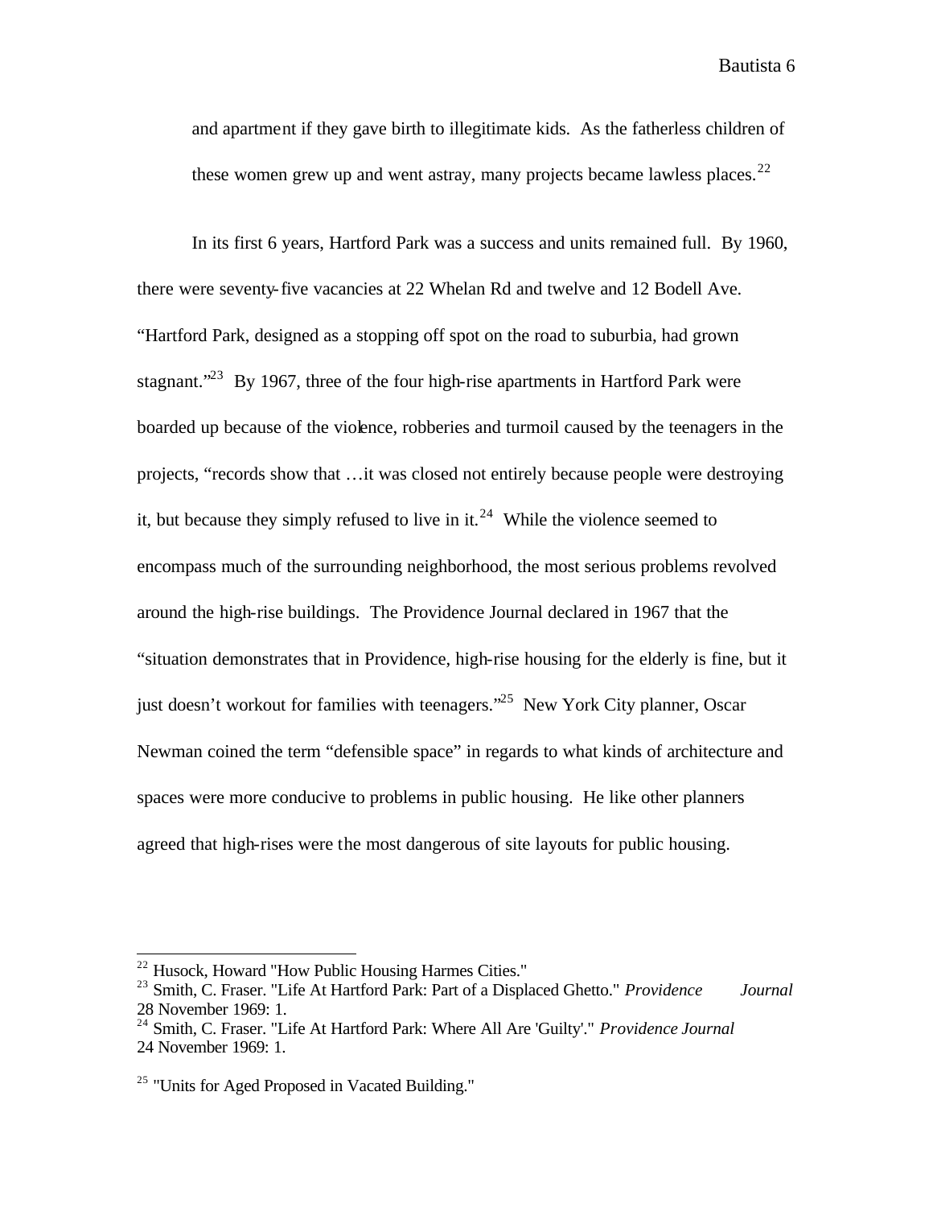and apartment if they gave birth to illegitimate kids. As the fatherless children of these women grew up and went astray, many projects became lawless places.[22]

In its first 6 years, Hartford Park was a success and units remained full. By 1960, there were seventy-five vacancies at 22 Whelan Rd and twelve and 12 Bodell Ave. "Hartford Park, designed as a stopping off spot on the road to suburbia, had grown stagnant."[23] By 1967, three of the four high-rise apartments in Hartford Park were boarded up because of the violence, robberies and turmoil caused by the teenagers in the projects, "records show that …it was closed not entirely because people were destroying it, but because they simply refused to live in it.[24] While the violence seemed to encompass much of the surrounding neighborhood, the most serious problems revolved around the high-rise buildings. The Providence Journal declared in 1967 that the "situation demonstrates that in Providence, high-rise housing for the elderly is fine, but it just doesn't workout for families with teenagers."[25] New York City planner, Oscar Newman coined the term "defensible space" in regards to what kinds of architecture and spaces were more conducive to problems in public housing. He like other planners agreed that high-rises were the most dangerous of site layouts for public housing.

---

[22] Husock, Howard "How Public Housing Harmes Cities."

[23] Smith, C. Fraser. "Life At Hartford Park: Part of a Displaced Ghetto." *Providence Journal* 28 November 1969: 1.

[24] Smith, C. Fraser. "Life At Hartford Park: Where All Are 'Guilty'." *Providence Journal* 24 November 1969: 1.

[25] "Units for Aged Proposed in Vacated Building."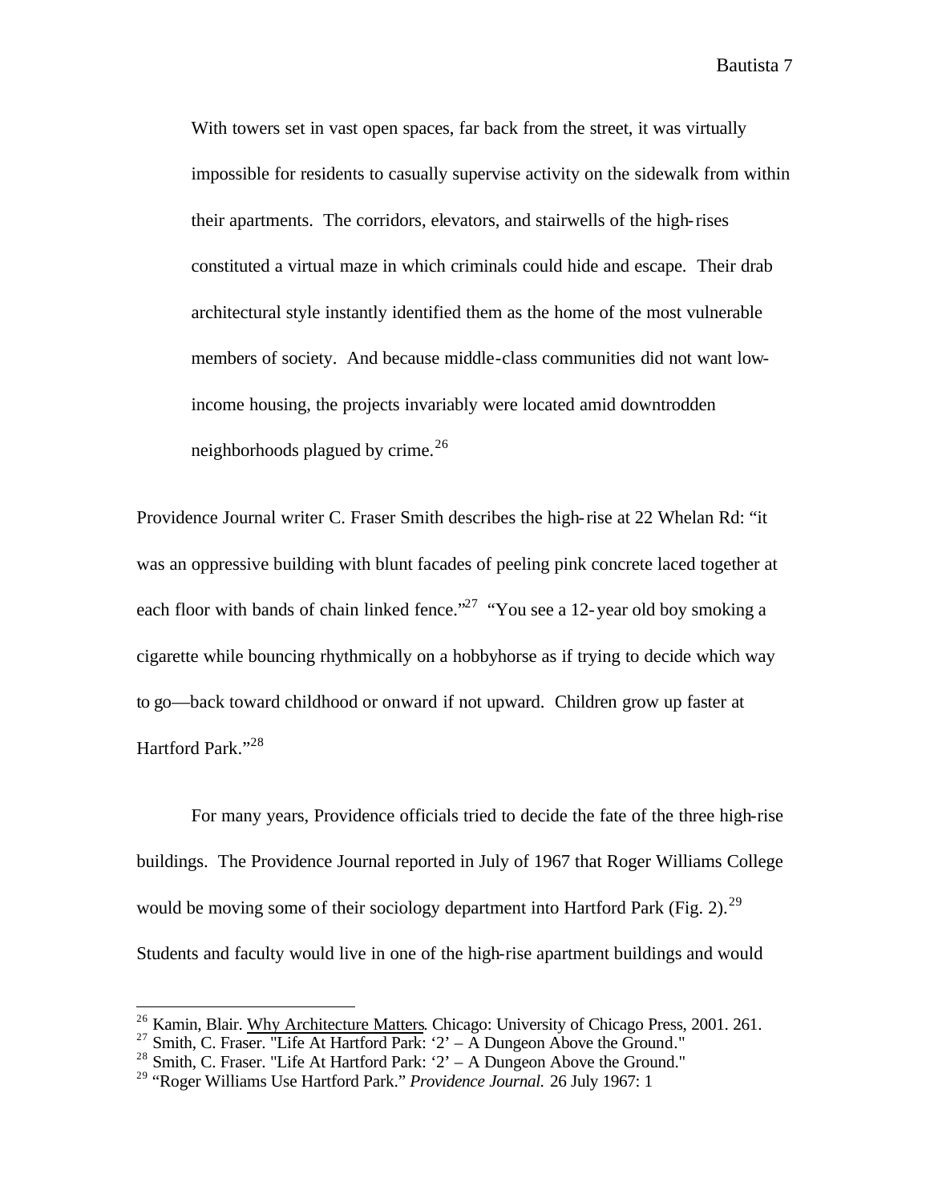> With towers set in vast open spaces, far back from the street, it was virtually impossible for residents to casually supervise activity on the sidewalk from within their apartments. The corridors, elevators, and stairwells of the high-rises constituted a virtual maze in which criminals could hide and escape. Their drab architectural style instantly identified them as the home of the most vulnerable members of society. And because middle-class communities did not want low-income housing, the projects invariably were located amid downtrodden neighborhoods plagued by crime.[26]

Providence Journal writer C. Fraser Smith describes the high-rise at 22 Whelan Rd: "it was an oppressive building with blunt facades of peeling pink concrete laced together at each floor with bands of chain linked fence."[27] "You see a 12-year old boy smoking a cigarette while bouncing rhythmically on a hobbyhorse as if trying to decide which way to go—back toward childhood or onward if not upward. Children grow up faster at Hartford Park."[28]

For many years, Providence officials tried to decide the fate of the three high-rise buildings. The Providence Journal reported in July of 1967 that Roger Williams College would be moving some of their sociology department into Hartford Park (Fig. 2).[29] Students and faculty would live in one of the high-rise apartment buildings and would

---

[26] Kamin, Blair. Why Architecture Matters. Chicago: University of Chicago Press, 2001. 261.

[27] Smith, C. Fraser. "Life At Hartford Park: '2' – A Dungeon Above the Ground."

[28] Smith, C. Fraser. "Life At Hartford Park: '2' – A Dungeon Above the Ground."

[29] "Roger Williams Use Hartford Park." *Providence Journal.* 26 July 1967: 1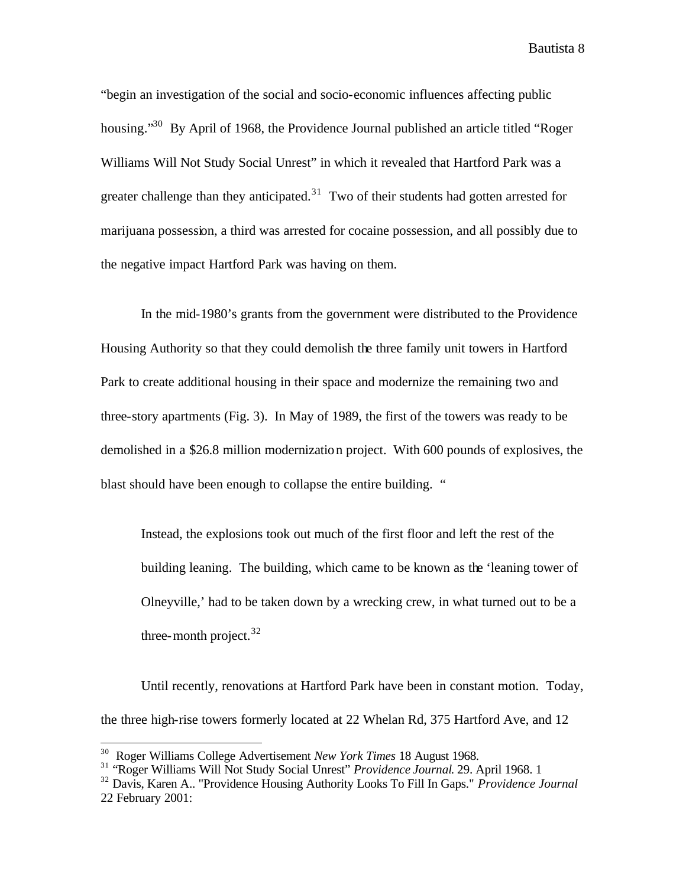"begin an investigation of the social and socio-economic influences affecting public housing."[30] By April of 1968, the Providence Journal published an article titled "Roger Williams Will Not Study Social Unrest" in which it revealed that Hartford Park was a greater challenge than they anticipated.[31] Two of their students had gotten arrested for marijuana possession, a third was arrested for cocaine possession, and all possibly due to the negative impact Hartford Park was having on them.

In the mid-1980's grants from the government were distributed to the Providence Housing Authority so that they could demolish the three family unit towers in Hartford Park to create additional housing in their space and modernize the remaining two and three-story apartments (Fig. 3). In May of 1989, the first of the towers was ready to be demolished in a $26.8 million modernization project. With 600 pounds of explosives, the blast should have been enough to collapse the entire building. "

> Instead, the explosions took out much of the first floor and left the rest of the building leaning. The building, which came to be known as the 'leaning tower of Olneyville,' had to be taken down by a wrecking crew, in what turned out to be a three-month project.[32]

Until recently, renovations at Hartford Park have been in constant motion. Today, the three high-rise towers formerly located at 22 Whelan Rd, 375 Hartford Ave, and 12

---

[30] Roger Williams College Advertisement *New York Times* 18 August 1968.

[31] "Roger Williams Will Not Study Social Unrest" *Providence Journal*. 29. April 1968. 1

[32] Davis, Karen A.. "Providence Housing Authority Looks To Fill In Gaps." *Providence Journal* 22 February 2001: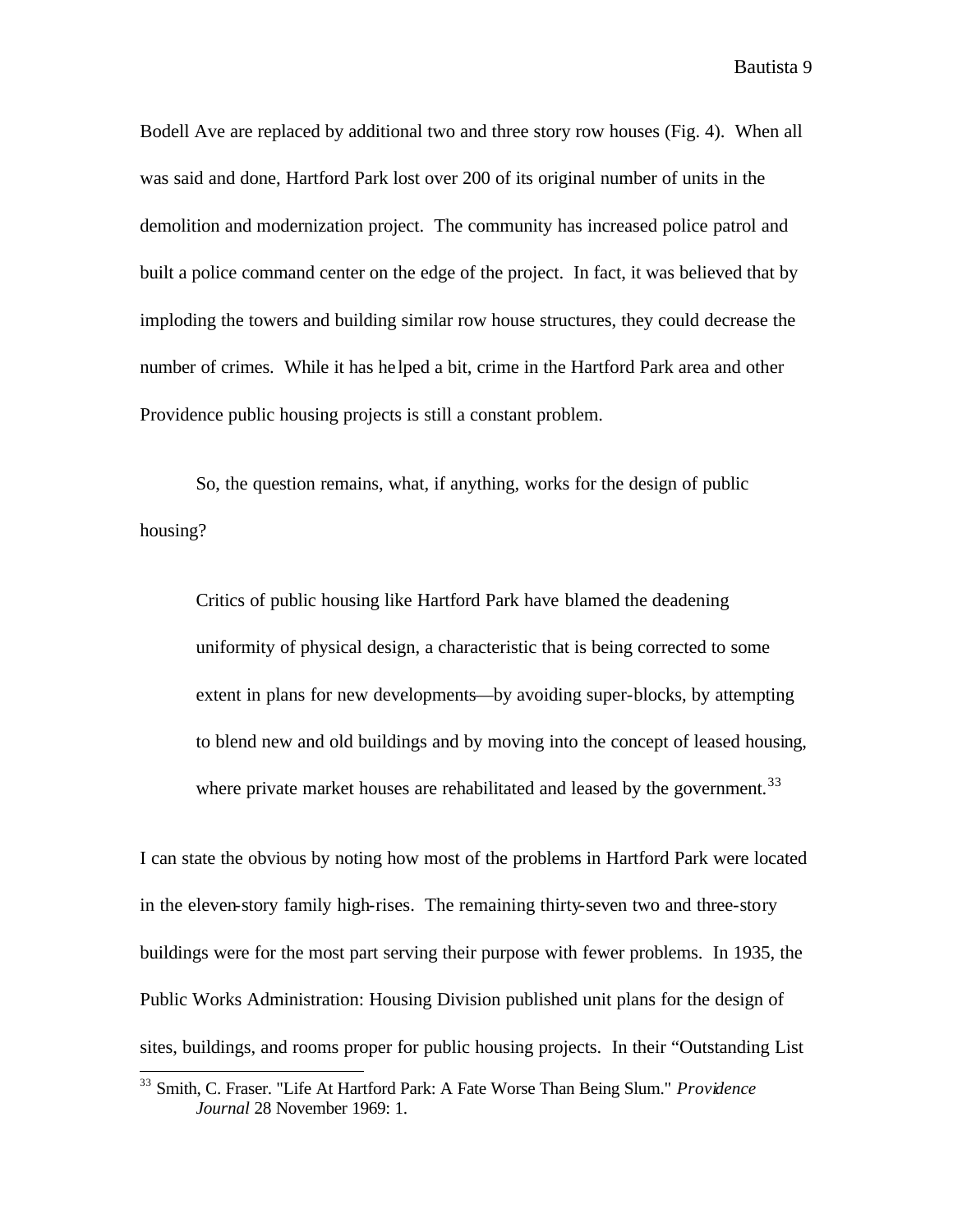Bodell Ave are replaced by additional two and three story row houses (Fig. 4). When all was said and done, Hartford Park lost over 200 of its original number of units in the demolition and modernization project. The community has increased police patrol and built a police command center on the edge of the project. In fact, it was believed that by imploding the towers and building similar row house structures, they could decrease the number of crimes. While it has helped a bit, crime in the Hartford Park area and other Providence public housing projects is still a constant problem.

So, the question remains, what, if anything, works for the design of public housing?

> Critics of public housing like Hartford Park have blamed the deadening uniformity of physical design, a characteristic that is being corrected to some extent in plans for new developments—by avoiding super-blocks, by attempting to blend new and old buildings and by moving into the concept of leased housing, where private market houses are rehabilitated and leased by the government.[33]

I can state the obvious by noting how most of the problems in Hartford Park were located in the eleven-story family high-rises. The remaining thirty-seven two and three-story buildings were for the most part serving their purpose with fewer problems. In 1935, the Public Works Administration: Housing Division published unit plans for the design of sites, buildings, and rooms proper for public housing projects. In their "Outstanding List

[33] Smith, C. Fraser. "Life At Hartford Park: A Fate Worse Than Being Slum." *Providence Journal* 28 November 1969: 1.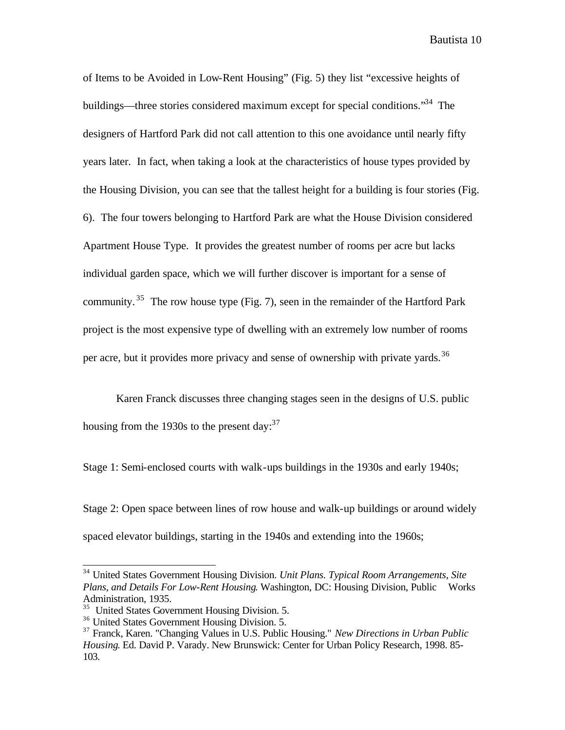of Items to be Avoided in Low-Rent Housing" (Fig. 5) they list "excessive heights of buildings—three stories considered maximum except for special conditions."[34] The designers of Hartford Park did not call attention to this one avoidance until nearly fifty years later. In fact, when taking a look at the characteristics of house types provided by the Housing Division, you can see that the tallest height for a building is four stories (Fig. 6). The four towers belonging to Hartford Park are what the House Division considered Apartment House Type. It provides the greatest number of rooms per acre but lacks individual garden space, which we will further discover is important for a sense of community.[35] The row house type (Fig. 7), seen in the remainder of the Hartford Park project is the most expensive type of dwelling with an extremely low number of rooms per acre, but it provides more privacy and sense of ownership with private yards.[36]

Karen Franck discusses three changing stages seen in the designs of U.S. public housing from the 1930s to the present day:[37]

Stage 1: Semi-enclosed courts with walk-ups buildings in the 1930s and early 1940s;

Stage 2: Open space between lines of row house and walk-up buildings or around widely spaced elevator buildings, starting in the 1940s and extending into the 1960s;

---

[34] United States Government Housing Division. *Unit Plans. Typical Room Arrangements, Site Plans, and Details For Low-Rent Housing*. Washington, DC: Housing Division, Public Works Administration, 1935.

[35] United States Government Housing Division. 5.

[36] United States Government Housing Division. 5.

[37] Franck, Karen. "Changing Values in U.S. Public Housing." *New Directions in Urban Public Housing*. Ed. David P. Varady. New Brunswick: Center for Urban Policy Research, 1998. 85-103.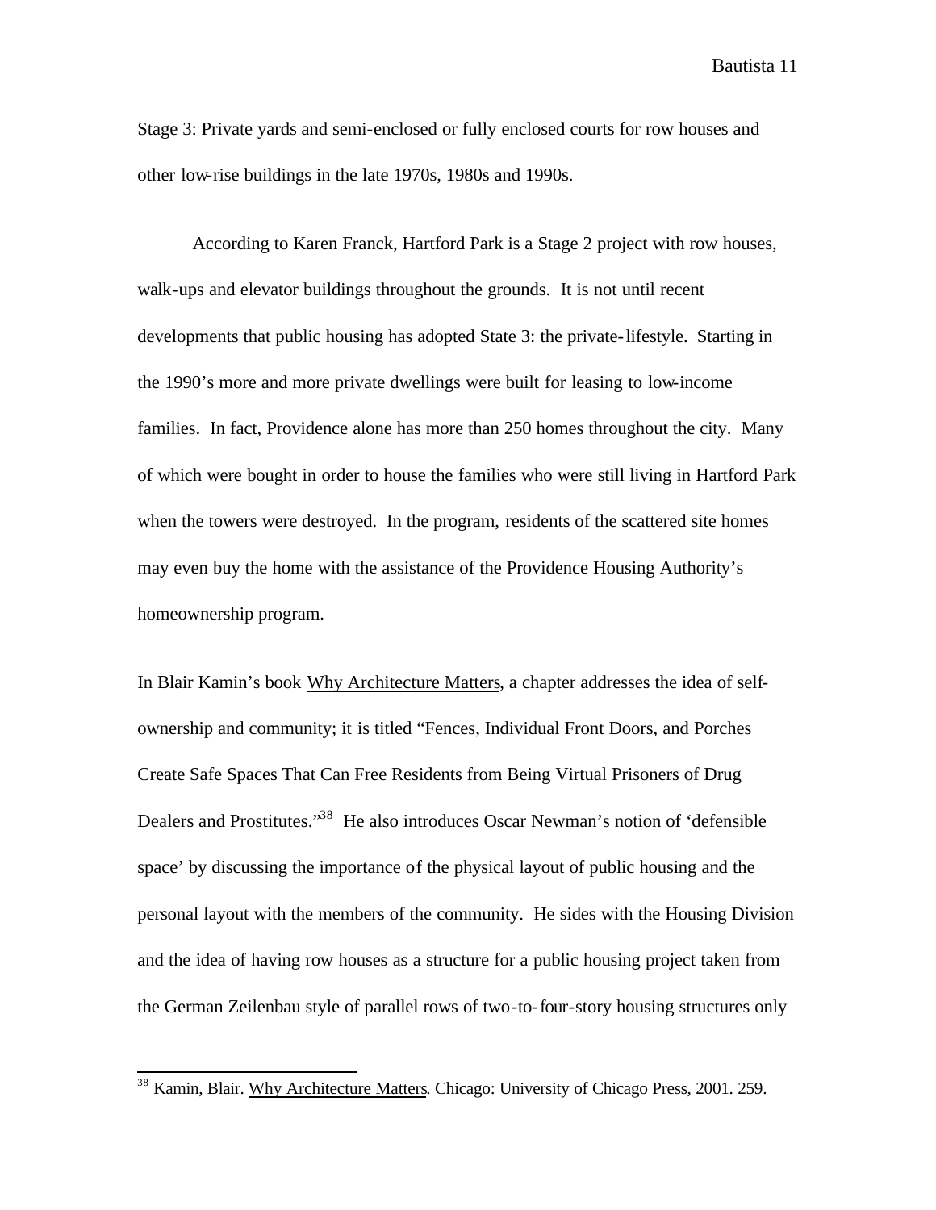Stage 3: Private yards and semi-enclosed or fully enclosed courts for row houses and other low-rise buildings in the late 1970s, 1980s and 1990s.

According to Karen Franck, Hartford Park is a Stage 2 project with row houses, walk-ups and elevator buildings throughout the grounds. It is not until recent developments that public housing has adopted State 3: the private-lifestyle. Starting in the 1990's more and more private dwellings were built for leasing to low-income families. In fact, Providence alone has more than 250 homes throughout the city. Many of which were bought in order to house the families who were still living in Hartford Park when the towers were destroyed. In the program, residents of the scattered site homes may even buy the home with the assistance of the Providence Housing Authority's homeownership program.

In Blair Kamin's book Why Architecture Matters, a chapter addresses the idea of self-ownership and community; it is titled "Fences, Individual Front Doors, and Porches Create Safe Spaces That Can Free Residents from Being Virtual Prisoners of Drug Dealers and Prostitutes."[38] He also introduces Oscar Newman's notion of 'defensible space' by discussing the importance of the physical layout of public housing and the personal layout with the members of the community. He sides with the Housing Division and the idea of having row houses as a structure for a public housing project taken from the German Zeilenbau style of parallel rows of two-to-four-story housing structures only

---

[38] Kamin, Blair. Why Architecture Matters. Chicago: University of Chicago Press, 2001. 259.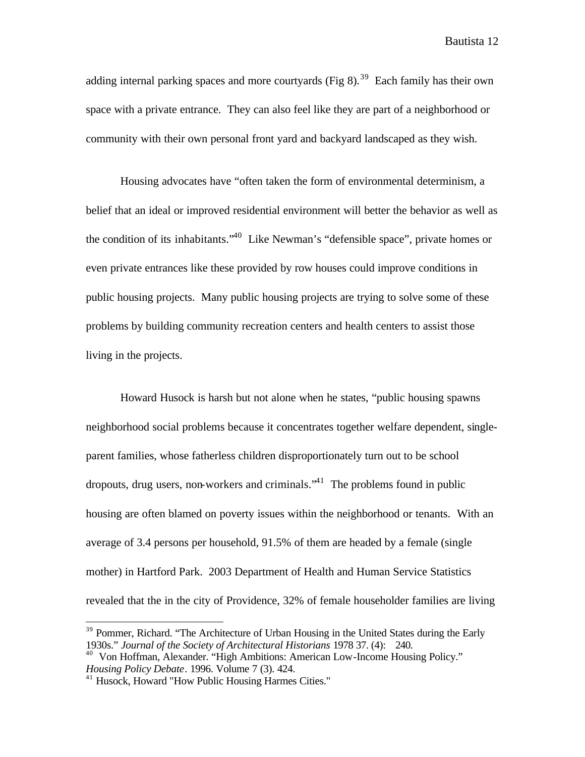adding internal parking spaces and more courtyards (Fig 8).[39] Each family has their own space with a private entrance. They can also feel like they are part of a neighborhood or community with their own personal front yard and backyard landscaped as they wish.

Housing advocates have "often taken the form of environmental determinism, a belief that an ideal or improved residential environment will better the behavior as well as the condition of its inhabitants."[40] Like Newman's "defensible space", private homes or even private entrances like these provided by row houses could improve conditions in public housing projects. Many public housing projects are trying to solve some of these problems by building community recreation centers and health centers to assist those living in the projects.

Howard Husock is harsh but not alone when he states, "public housing spawns neighborhood social problems because it concentrates together welfare dependent, single-parent families, whose fatherless children disproportionately turn out to be school dropouts, drug users, non-workers and criminals."[41] The problems found in public housing are often blamed on poverty issues within the neighborhood or tenants. With an average of 3.4 persons per household, 91.5% of them are headed by a female (single mother) in Hartford Park. 2003 Department of Health and Human Service Statistics revealed that the in the city of Providence, 32% of female householder families are living

---

[39] Pommer, Richard. "The Architecture of Urban Housing in the United States during the Early 1930s." *Journal of the Society of Architectural Historians* 1978 37. (4): 240.

[40] Von Hoffman, Alexander. "High Ambitions: American Low-Income Housing Policy." *Housing Policy Debate*. 1996. Volume 7 (3). 424.

[41] Husock, Howard "How Public Housing Harmes Cities."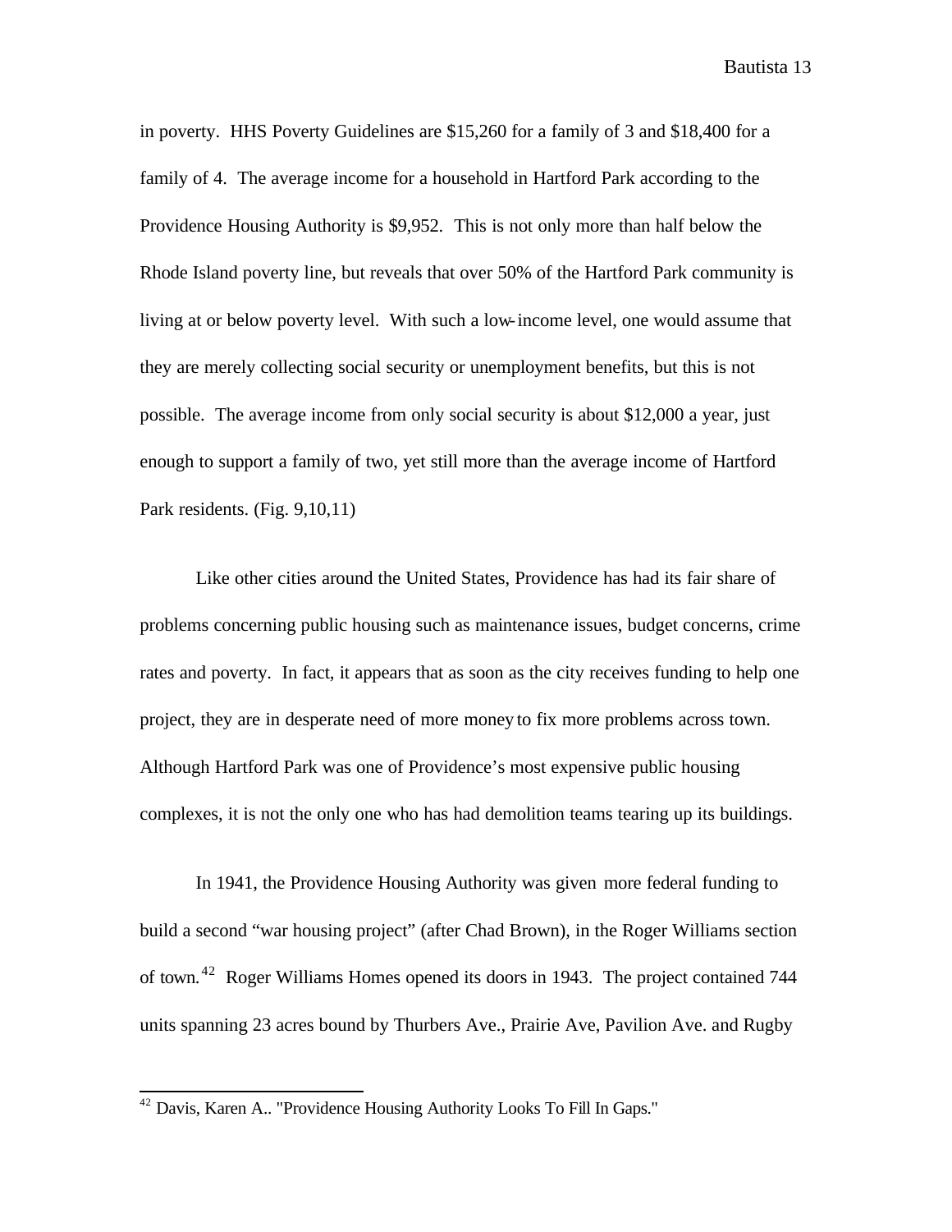in poverty. HHS Poverty Guidelines are $15,260 for a family of 3 and $18,400 for a family of 4. The average income for a household in Hartford Park according to the Providence Housing Authority is $9,952. This is not only more than half below the Rhode Island poverty line, but reveals that over 50% of the Hartford Park community is living at or below poverty level. With such a low-income level, one would assume that they are merely collecting social security or unemployment benefits, but this is not possible. The average income from only social security is about $12,000 a year, just enough to support a family of two, yet still more than the average income of Hartford Park residents. (Fig. 9,10,11)

Like other cities around the United States, Providence has had its fair share of problems concerning public housing such as maintenance issues, budget concerns, crime rates and poverty. In fact, it appears that as soon as the city receives funding to help one project, they are in desperate need of more money to fix more problems across town. Although Hartford Park was one of Providence's most expensive public housing complexes, it is not the only one who has had demolition teams tearing up its buildings.

In 1941, the Providence Housing Authority was given more federal funding to build a second "war housing project" (after Chad Brown), in the Roger Williams section of town.[42] Roger Williams Homes opened its doors in 1943. The project contained 744 units spanning 23 acres bound by Thurbers Ave., Prairie Ave, Pavilion Ave. and Rugby

---

[42] Davis, Karen A.. "Providence Housing Authority Looks To Fill In Gaps."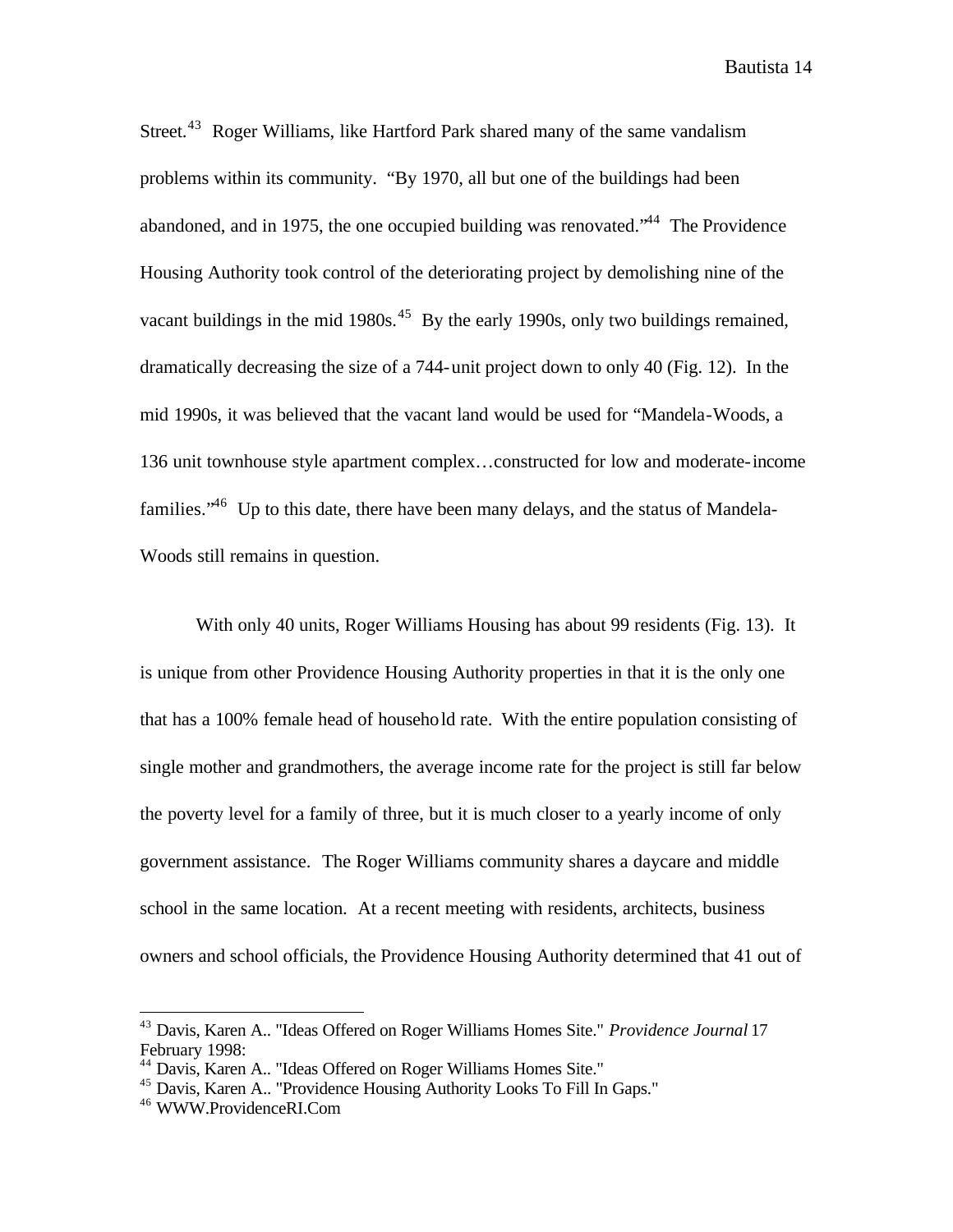Street.[43] Roger Williams, like Hartford Park shared many of the same vandalism problems within its community. "By 1970, all but one of the buildings had been abandoned, and in 1975, the one occupied building was renovated."[44] The Providence Housing Authority took control of the deteriorating project by demolishing nine of the vacant buildings in the mid 1980s.[45] By the early 1990s, only two buildings remained, dramatically decreasing the size of a 744-unit project down to only 40 (Fig. 12). In the mid 1990s, it was believed that the vacant land would be used for "Mandela-Woods, a 136 unit townhouse style apartment complex…constructed for low and moderate-income families."[46] Up to this date, there have been many delays, and the status of Mandela-Woods still remains in question.

With only 40 units, Roger Williams Housing has about 99 residents (Fig. 13). It is unique from other Providence Housing Authority properties in that it is the only one that has a 100% female head of household rate. With the entire population consisting of single mother and grandmothers, the average income rate for the project is still far below the poverty level for a family of three, but it is much closer to a yearly income of only government assistance. The Roger Williams community shares a daycare and middle school in the same location. At a recent meeting with residents, architects, business owners and school officials, the Providence Housing Authority determined that 41 out of

---

[43] Davis, Karen A.. "Ideas Offered on Roger Williams Homes Site." *Providence Journal* 17 February 1998:

[44] Davis, Karen A.. "Ideas Offered on Roger Williams Homes Site."

[45] Davis, Karen A.. "Providence Housing Authority Looks To Fill In Gaps."

[46] WWW.ProvidenceRI.Com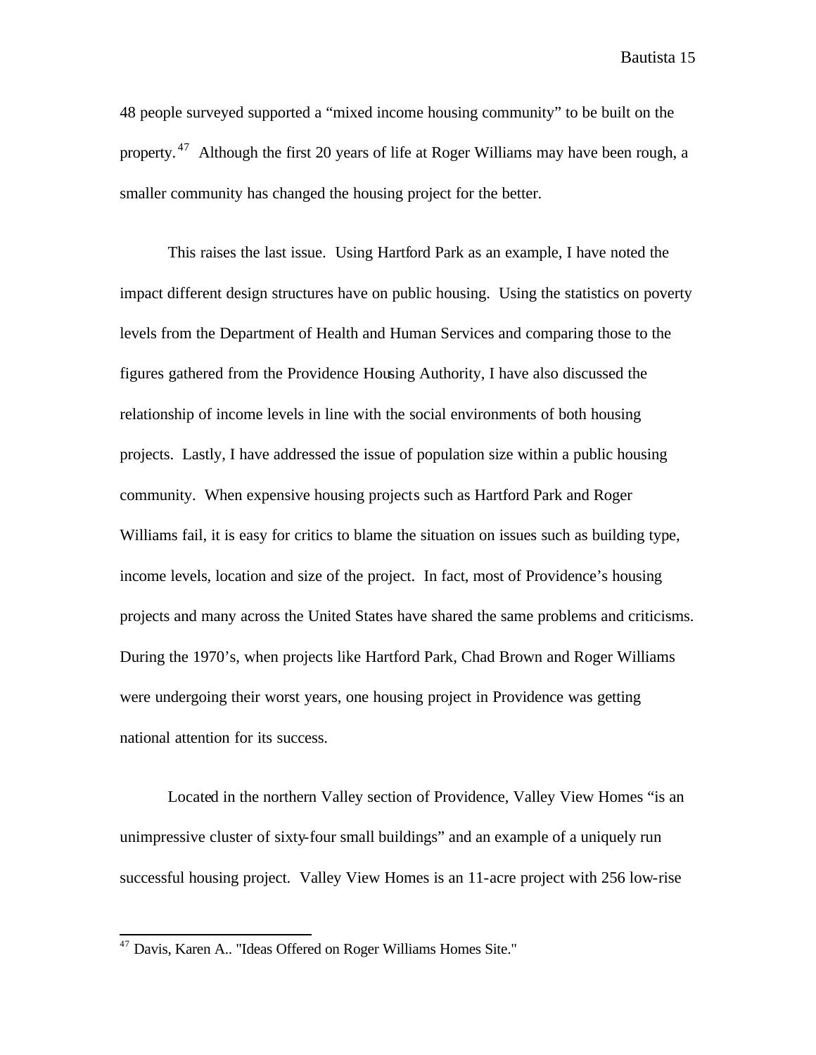48 people surveyed supported a "mixed income housing community" to be built on the property.[47] Although the first 20 years of life at Roger Williams may have been rough, a smaller community has changed the housing project for the better.

This raises the last issue. Using Hartford Park as an example, I have noted the impact different design structures have on public housing. Using the statistics on poverty levels from the Department of Health and Human Services and comparing those to the figures gathered from the Providence Housing Authority, I have also discussed the relationship of income levels in line with the social environments of both housing projects. Lastly, I have addressed the issue of population size within a public housing community. When expensive housing projects such as Hartford Park and Roger Williams fail, it is easy for critics to blame the situation on issues such as building type, income levels, location and size of the project. In fact, most of Providence's housing projects and many across the United States have shared the same problems and criticisms. During the 1970's, when projects like Hartford Park, Chad Brown and Roger Williams were undergoing their worst years, one housing project in Providence was getting national attention for its success.

Located in the northern Valley section of Providence, Valley View Homes "is an unimpressive cluster of sixty-four small buildings" and an example of a uniquely run successful housing project. Valley View Homes is an 11-acre project with 256 low-rise

---

[47] Davis, Karen A.. "Ideas Offered on Roger Williams Homes Site."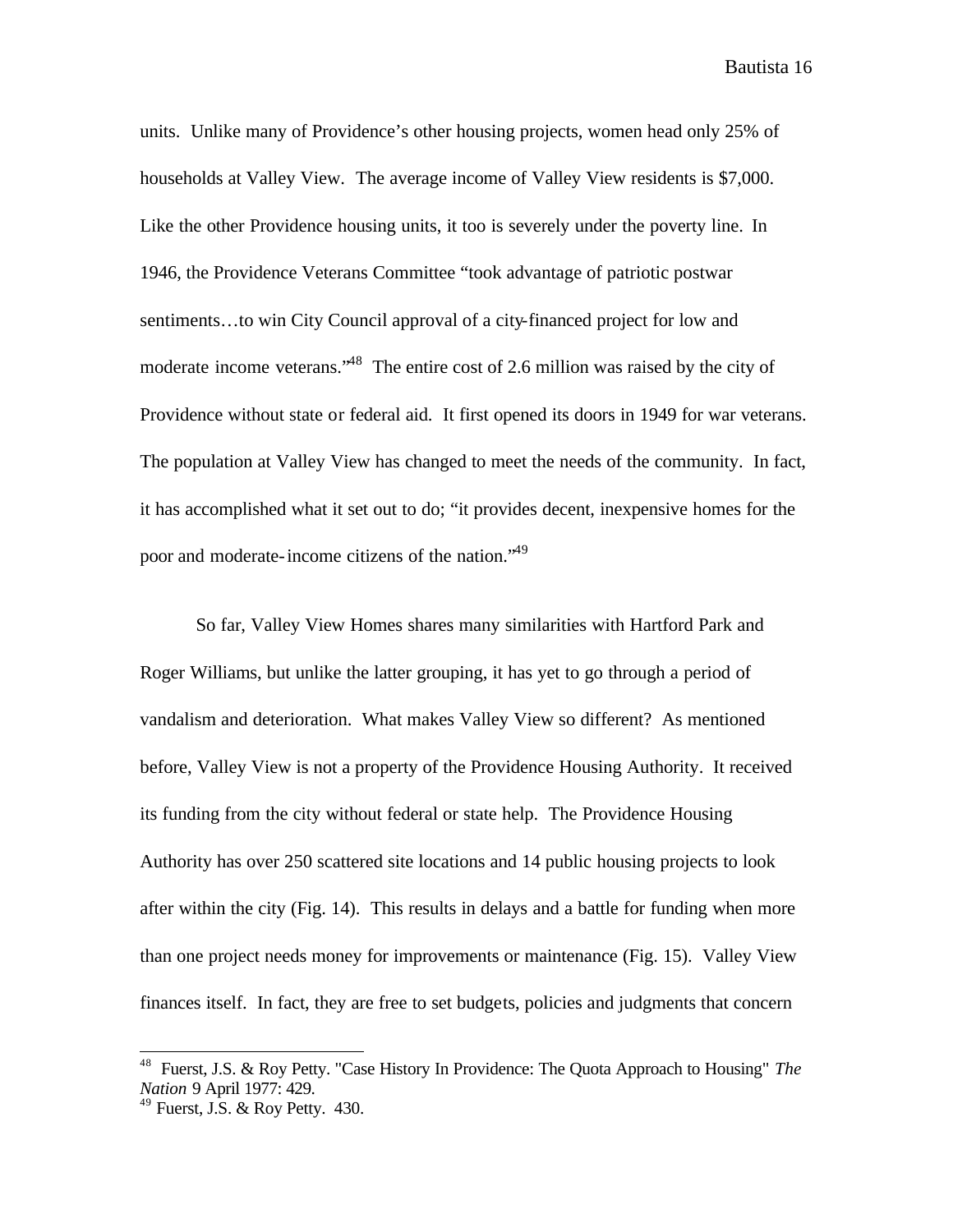units. Unlike many of Providence's other housing projects, women head only 25% of households at Valley View. The average income of Valley View residents is $7,000. Like the other Providence housing units, it too is severely under the poverty line. In 1946, the Providence Veterans Committee "took advantage of patriotic postwar sentiments…to win City Council approval of a city-financed project for low and moderate income veterans."[48] The entire cost of 2.6 million was raised by the city of Providence without state or federal aid. It first opened its doors in 1949 for war veterans. The population at Valley View has changed to meet the needs of the community. In fact, it has accomplished what it set out to do; "it provides decent, inexpensive homes for the poor and moderate-income citizens of the nation."[49]

So far, Valley View Homes shares many similarities with Hartford Park and Roger Williams, but unlike the latter grouping, it has yet to go through a period of vandalism and deterioration. What makes Valley View so different? As mentioned before, Valley View is not a property of the Providence Housing Authority. It received its funding from the city without federal or state help. The Providence Housing Authority has over 250 scattered site locations and 14 public housing projects to look after within the city (Fig. 14). This results in delays and a battle for funding when more than one project needs money for improvements or maintenance (Fig. 15). Valley View finances itself. In fact, they are free to set budgets, policies and judgments that concern

---

[48] Fuerst, J.S. & Roy Petty. "Case History In Providence: The Quota Approach to Housing" *The Nation* 9 April 1977: 429.

[49] Fuerst, J.S. & Roy Petty. 430.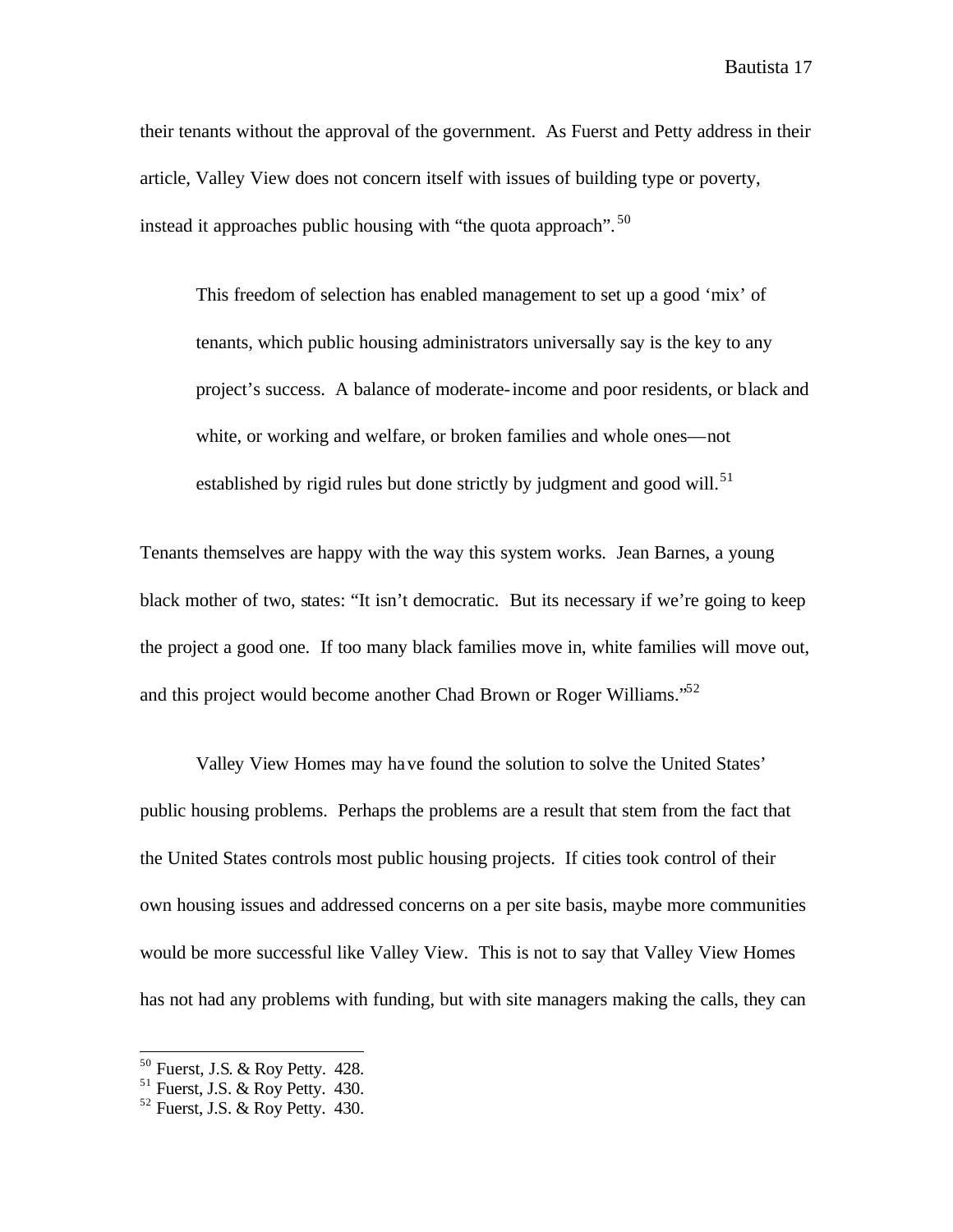their tenants without the approval of the government. As Fuerst and Petty address in their article, Valley View does not concern itself with issues of building type or poverty, instead it approaches public housing with "the quota approach".[50]

> This freedom of selection has enabled management to set up a good 'mix' of tenants, which public housing administrators universally say is the key to any project's success. A balance of moderate-income and poor residents, or black and white, or working and welfare, or broken families and whole ones—not established by rigid rules but done strictly by judgment and good will.[51]

Tenants themselves are happy with the way this system works. Jean Barnes, a young black mother of two, states: "It isn't democratic. But its necessary if we're going to keep the project a good one. If too many black families move in, white families will move out, and this project would become another Chad Brown or Roger Williams."[52]

Valley View Homes may have found the solution to solve the United States' public housing problems. Perhaps the problems are a result that stem from the fact that the United States controls most public housing projects. If cities took control of their own housing issues and addressed concerns on a per site basis, maybe more communities would be more successful like Valley View. This is not to say that Valley View Homes has not had any problems with funding, but with site managers making the calls, they can

---

[50] Fuerst, J.S. & Roy Petty. 428.
[51] Fuerst, J.S. & Roy Petty. 430.
[52] Fuerst, J.S. & Roy Petty. 430.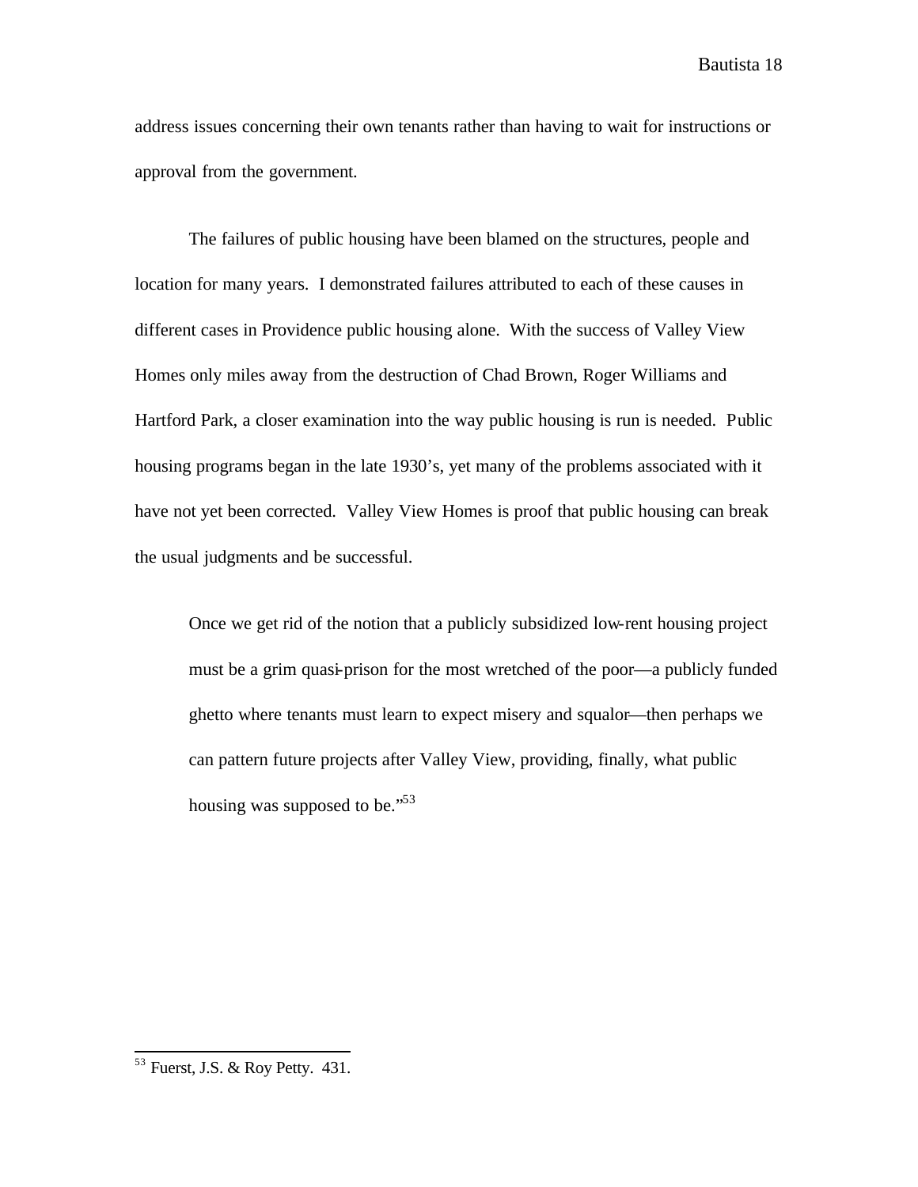address issues concerning their own tenants rather than having to wait for instructions or approval from the government.

The failures of public housing have been blamed on the structures, people and location for many years. I demonstrated failures attributed to each of these causes in different cases in Providence public housing alone. With the success of Valley View Homes only miles away from the destruction of Chad Brown, Roger Williams and Hartford Park, a closer examination into the way public housing is run is needed. Public housing programs began in the late 1930's, yet many of the problems associated with it have not yet been corrected. Valley View Homes is proof that public housing can break the usual judgments and be successful.

> Once we get rid of the notion that a publicly subsidized low-rent housing project must be a grim quasi-prison for the most wretched of the poor—a publicly funded ghetto where tenants must learn to expect misery and squalor—then perhaps we can pattern future projects after Valley View, providing, finally, what public housing was supposed to be."[53]

[53] Fuerst, J.S. & Roy Petty. 431.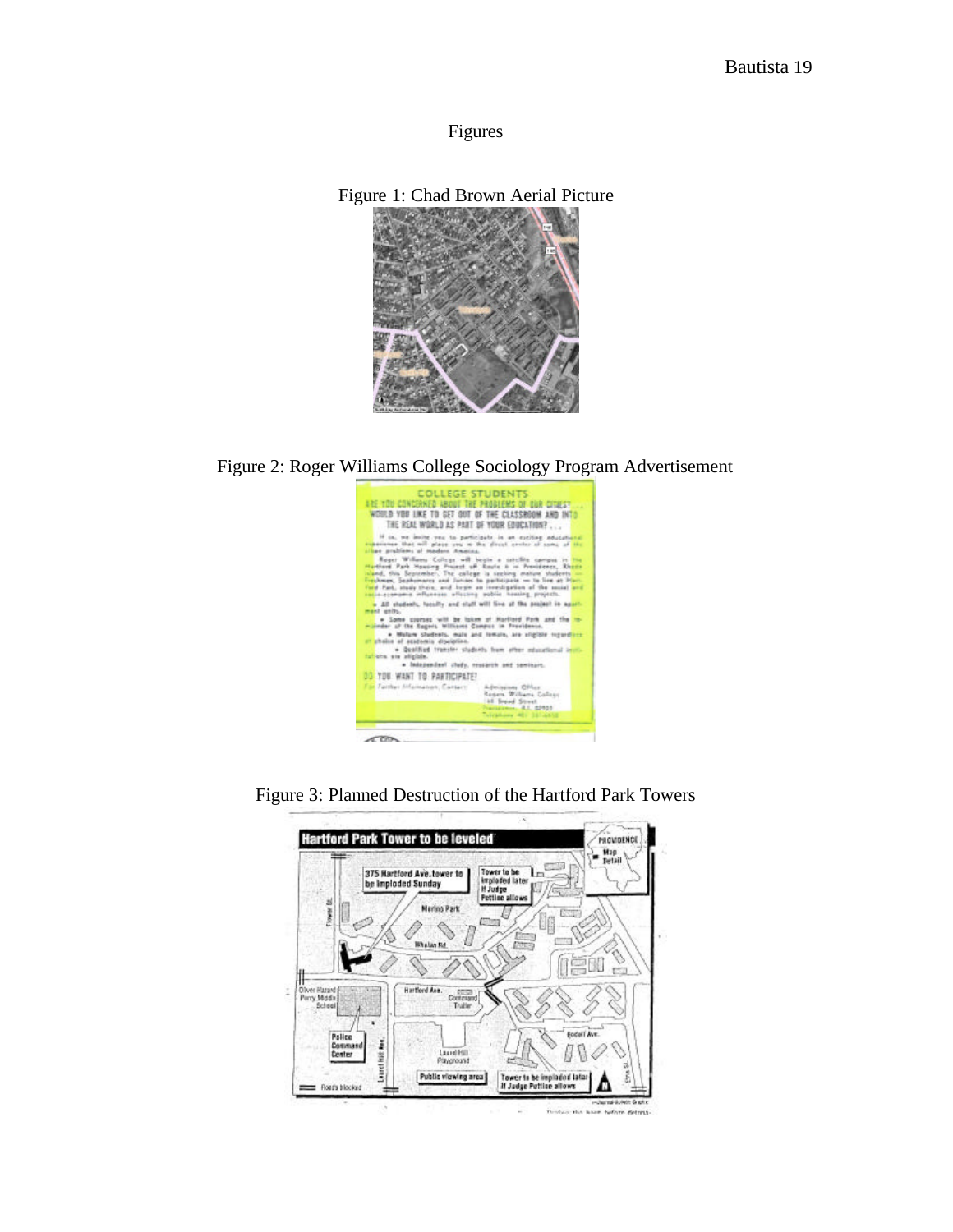Figures

Figure 1: Chad Brown Aerial Picture

Figure 2: Roger Williams College Sociology Program Advertisement

Figure 3: Planned Destruction of the Hartford Park Towers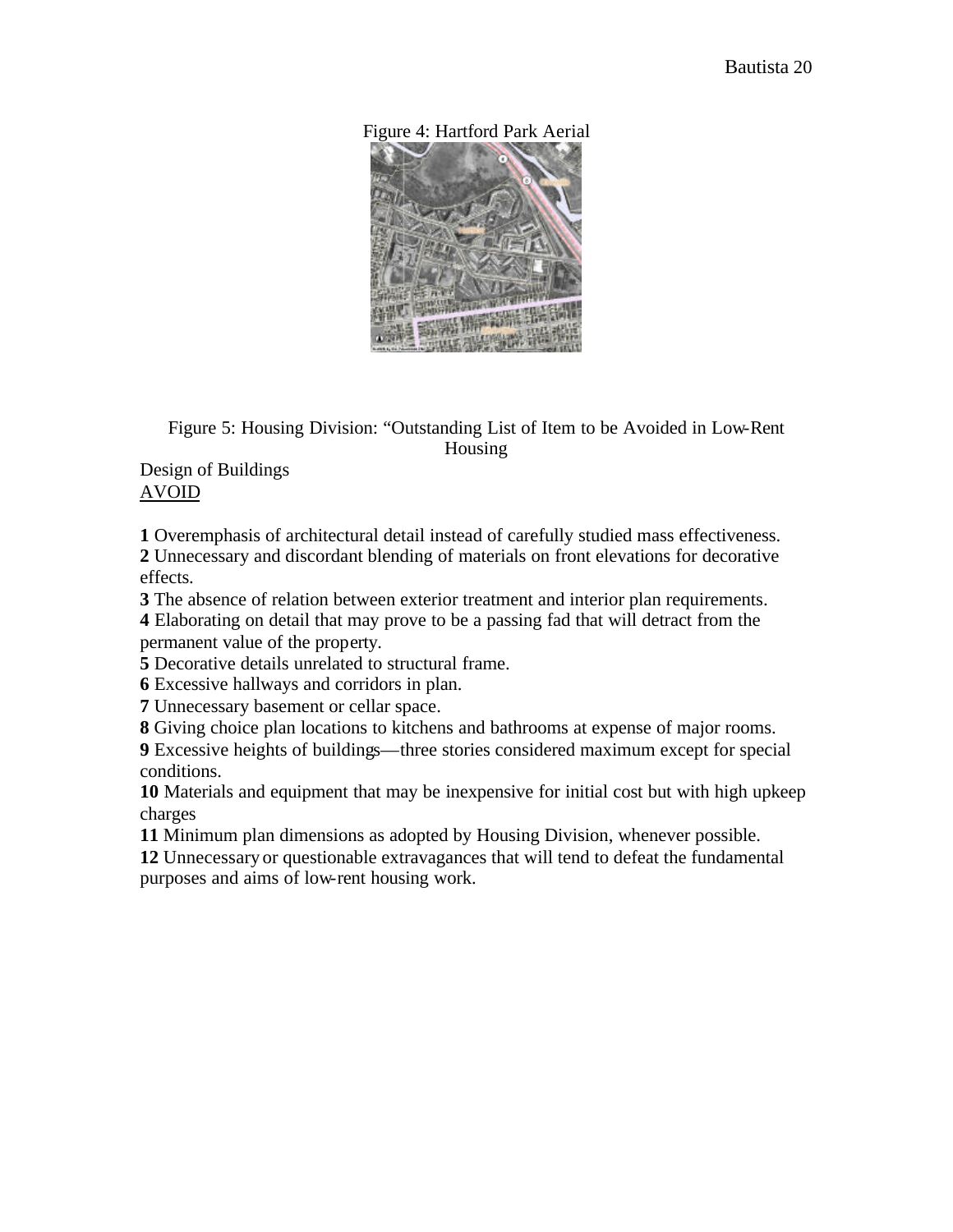Figure 4: Hartford Park Aerial

Figure 5: Housing Division: "Outstanding List of Item to be Avoided in Low-Rent Housing

Design of Buildings
<u>AVOID</u>

**1** Overemphasis of architectural detail instead of carefully studied mass effectiveness.
**2** Unnecessary and discordant blending of materials on front elevations for decorative effects.
**3** The absence of relation between exterior treatment and interior plan requirements.
**4** Elaborating on detail that may prove to be a passing fad that will detract from the permanent value of the property.
**5** Decorative details unrelated to structural frame.
**6** Excessive hallways and corridors in plan.
**7** Unnecessary basement or cellar space.
**8** Giving choice plan locations to kitchens and bathrooms at expense of major rooms.
**9** Excessive heights of buildings—three stories considered maximum except for special conditions.
**10** Materials and equipment that may be inexpensive for initial cost but with high upkeep charges
**11** Minimum plan dimensions as adopted by Housing Division, whenever possible.
**12** Unnecessary or questionable extravagances that will tend to defeat the fundamental purposes and aims of low-rent housing work.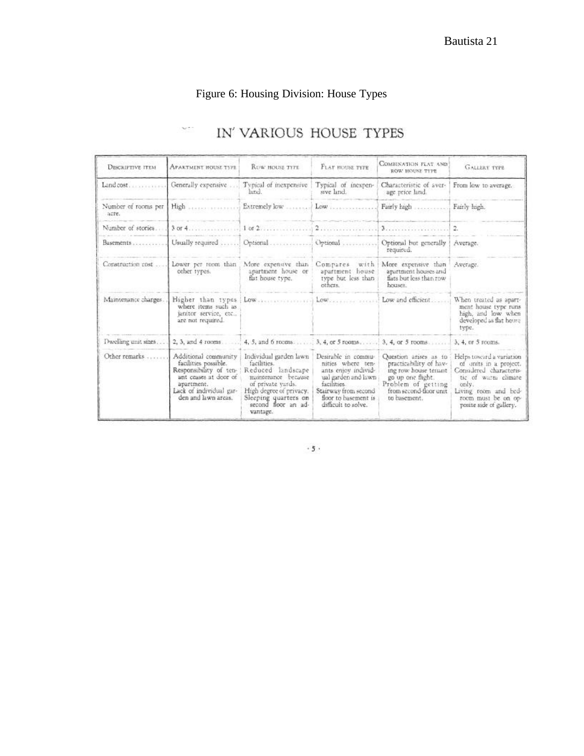Figure 6: Housing Division: House Types

## IN' VARIOUS HOUSE TYPES

| DESCRIPTIVE ITEM | APARTMENT HOUSE TYPE | ROW HOUSE TYPE | FLAT HOUSE TYPE | COMBINATION FLAT AND ROW HOUSE TYPE | GALLERY TYPE |
|---|---|---|---|---|---|
| Land cost | Generally expensive | Typical of inexpensive land. | Typical of inexpensive land. | Characteristic of average price land. | From low to average. |
| Number of rooms per acre. | High | Extremely low | Low | Fairly high | Fairly high. |
| Number of stories | 3 or 4 | 1 or 2 | 2 | 3 | 2. |
| Basements | Usually required | Optional | Optional | Optional but generally required. | Average. |
| Construction cost | Lower per room than other types. | More expensive than apartment house or flat house type. | Compares with apartment house type but less than others. | More expensive than apartment houses and flats but less than row houses. | Average. |
| Maintenance charges | Higher than types where items such as janitor service, etc., are not required. | Low | Low | Low and efficient | When treated as apartment house type runs high, and low when developed as flat house type. |
| Dwelling unit sizes | 2, 3, and 4 rooms | 4, 5, and 6 rooms | 3, 4, or 5 rooms | 3, 4, or 5 rooms | 3, 4, or 5 rooms. |
| Other remarks | Additional community facilities possible. Responsibility of tenant ceases at door of apartment. Lack of individual garden and lawn areas. | Individual garden lawn facilities. Reduced landscape maintenance because of private yards. High degree of privacy. Sleeping quarters on second floor an advantage. | Desirable in communities where tenants enjoy individual garden and lawn facilities. Stairway from second floor to basement is difficult to solve. | Question arises as to practicability of having row house tenant go up one flight. Problem of getting from second-floor unit to basement. | Helps toward a variation of units in a project. Considered characteristic of warm climate only. Living room and bedroom must be on opposite side of gallery. |

· 5 ·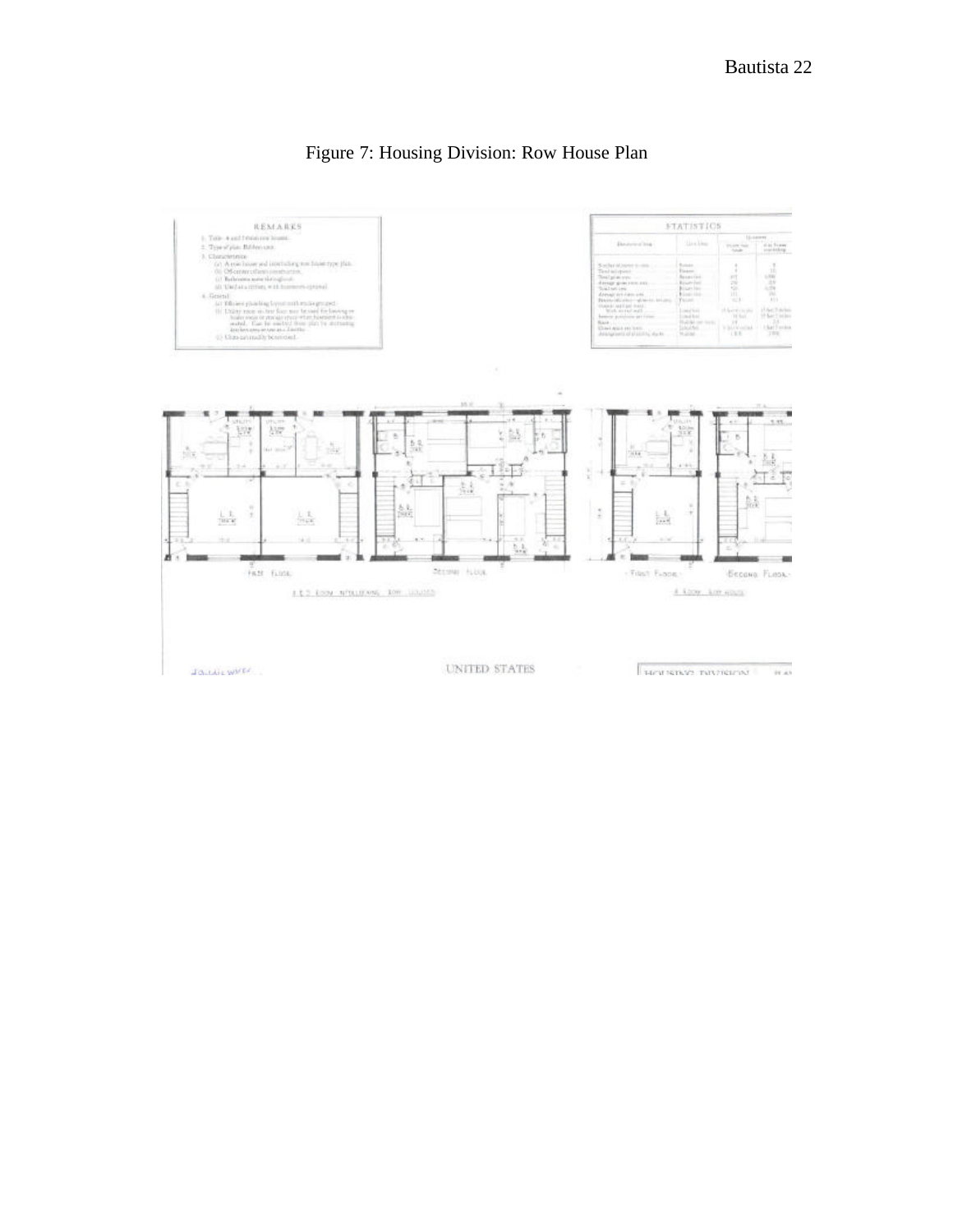Figure 7: Housing Division: Row House Plan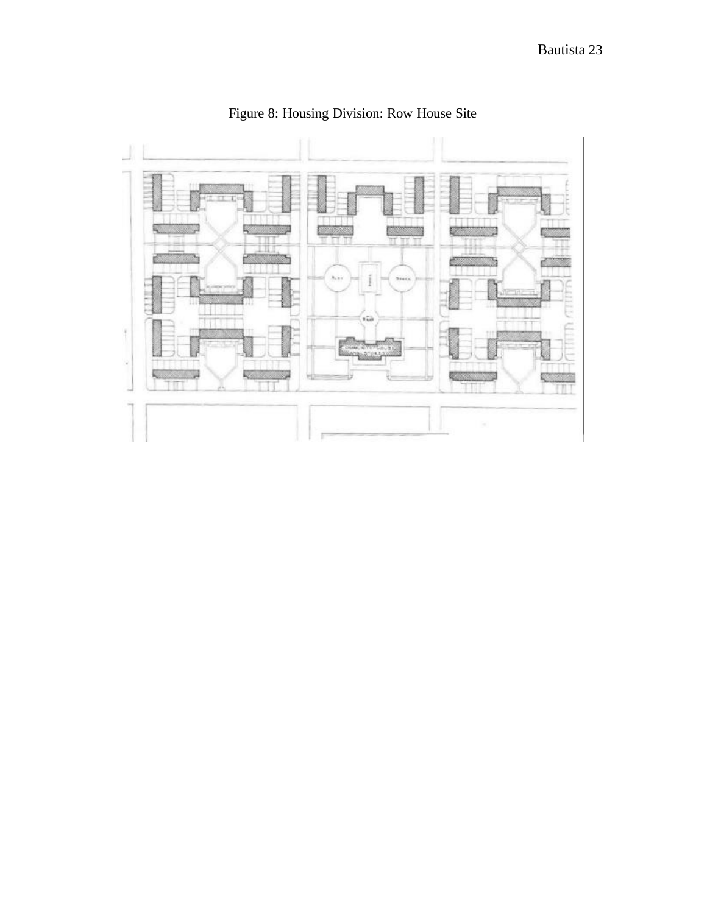Figure 8: Housing Division: Row House Site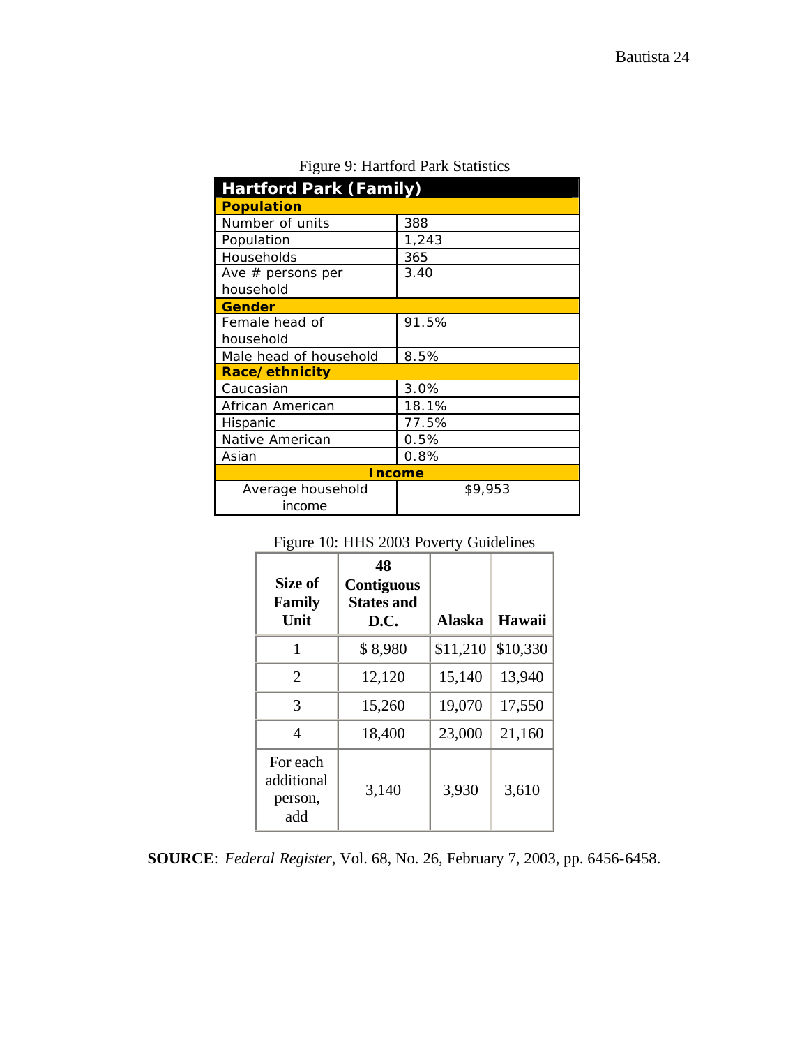Figure 9: Hartford Park Statistics

| Hartford Park (Family) | |
|---|---|
| **Population** | |
| Number of units | 388 |
| Population | 1,243 |
| Households | 365 |
| Ave # persons per household | 3.40 |
| **Gender** | |
| Female head of household | 91.5% |
| Male head of household | 8.5% |
| **Race/ethnicity** | |
| Caucasian | 3.0% |
| African American | 18.1% |
| Hispanic | 77.5% |
| Native American | 0.5% |
| Asian | 0.8% |
| **Income** | |
| Average household income | $9,953 |

Figure 10: HHS 2003 Poverty Guidelines

| Size of Family Unit | 48 Contiguous States and D.C. | Alaska | Hawaii |
|---|---|---|---|
| 1 | $ 8,980 | $11,210 | $10,330 |
| 2 | 12,120 | 15,140 | 13,940 |
| 3 | 15,260 | 19,070 | 17,550 |
| 4 | 18,400 | 23,000 | 21,160 |
| For each additional person, add | 3,140 | 3,930 | 3,610 |

**SOURCE**: *Federal Register*, Vol. 68, No. 26, February 7, 2003, pp. 6456-6458.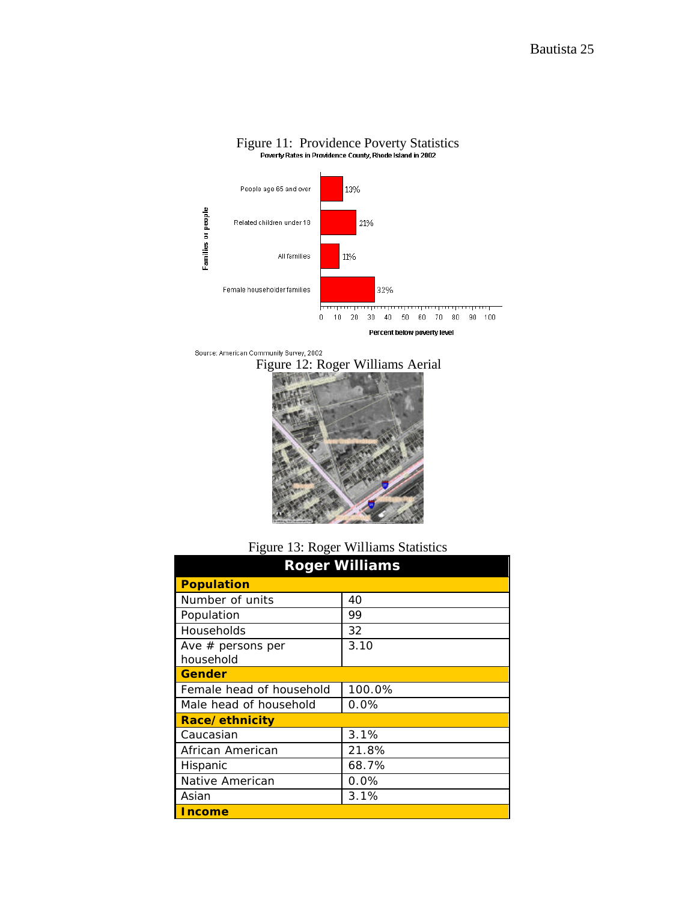Figure 11: Providence Poverty Statistics

Poverty Rates in Providence County, Rhode Island in 2002

| Families or people | Percent below poverty level |
|---|---|
| People age 65 and over | 13% |
| Related children under 18 | 21% |
| All families | 11% |
| Female householder families | 32% |

Source: American Community Survey, 2002

Figure 12: Roger Williams Aerial

Figure 13: Roger Williams Statistics

| Roger Williams | |
|---|---|
| **Population** | |
| Number of units | 40 |
| Population | 99 |
| Households | 32 |
| Ave # persons per household | 3.10 |
| **Gender** | |
| Female head of household | 100.0% |
| Male head of household | 0.0% |
| **Race/ethnicity** | |
| Caucasian | 3.1% |
| African American | 21.8% |
| Hispanic | 68.7% |
| Native American | 0.0% |
| Asian | 3.1% |
| **Income** | |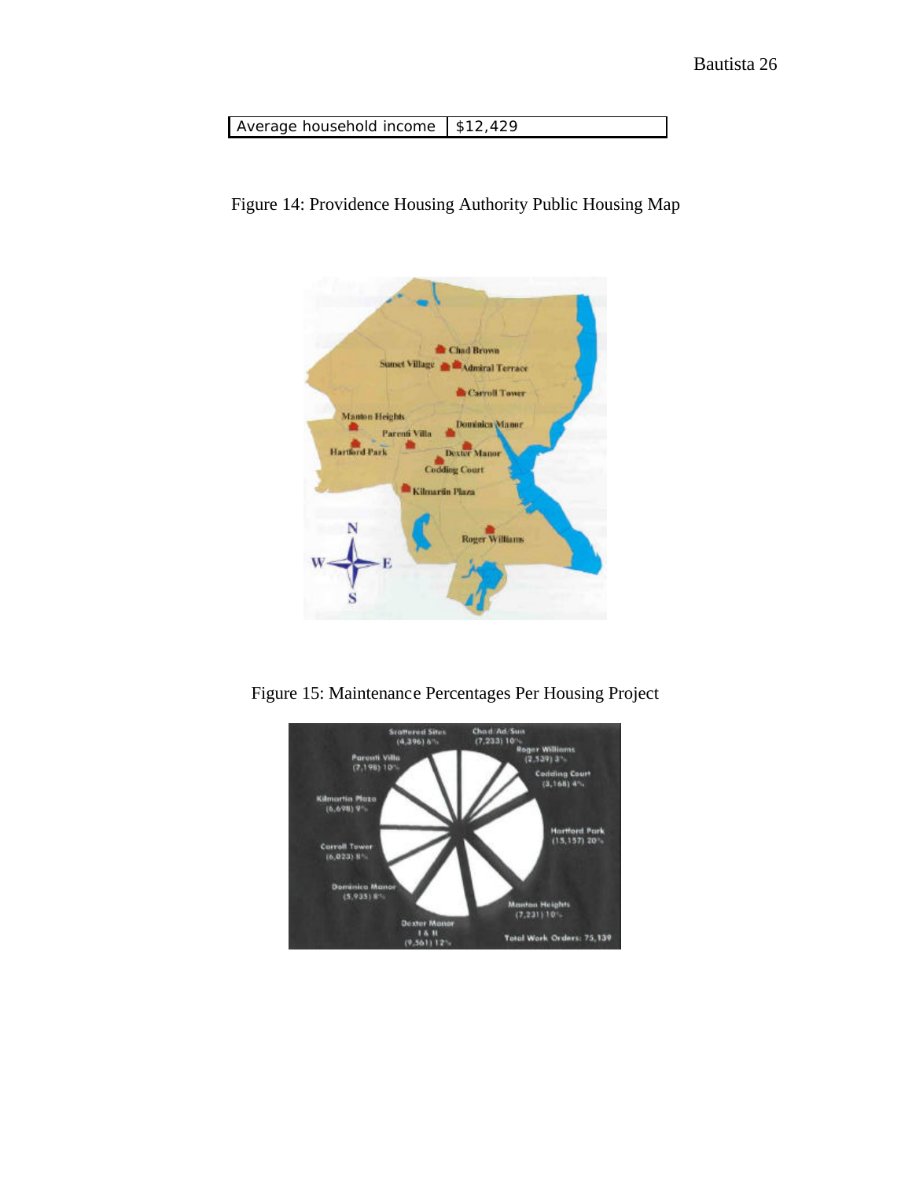| Average household income | $12,429 |
|---|---|

Figure 14: Providence Housing Authority Public Housing Map

Figure 15: Maintenance Percentages Per Housing Project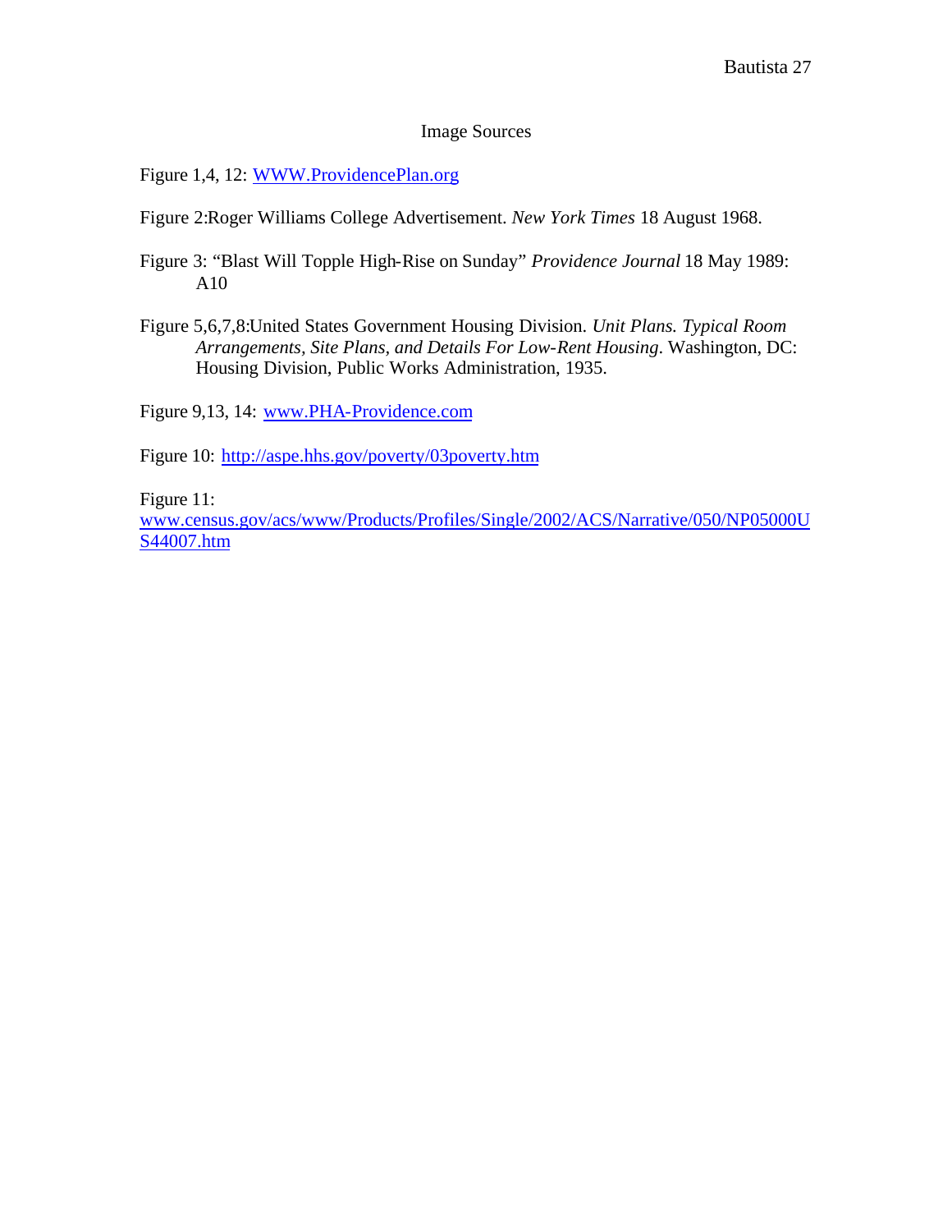# Image Sources

Figure 1,4, 12: WWW.ProvidencePlan.org

Figure 2:Roger Williams College Advertisement. *New York Times* 18 August 1968.

Figure 3: "Blast Will Topple High-Rise on Sunday" *Providence Journal* 18 May 1989: A10

Figure 5,6,7,8:United States Government Housing Division. *Unit Plans. Typical Room Arrangements, Site Plans, and Details For Low-Rent Housing*. Washington, DC: Housing Division, Public Works Administration, 1935.

Figure 9,13, 14: www.PHA-Providence.com

Figure 10: http://aspe.hhs.gov/poverty/03poverty.htm

Figure 11: www.census.gov/acs/www/Products/Profiles/Single/2002/ACS/Narrative/050/NP05000US44007.htm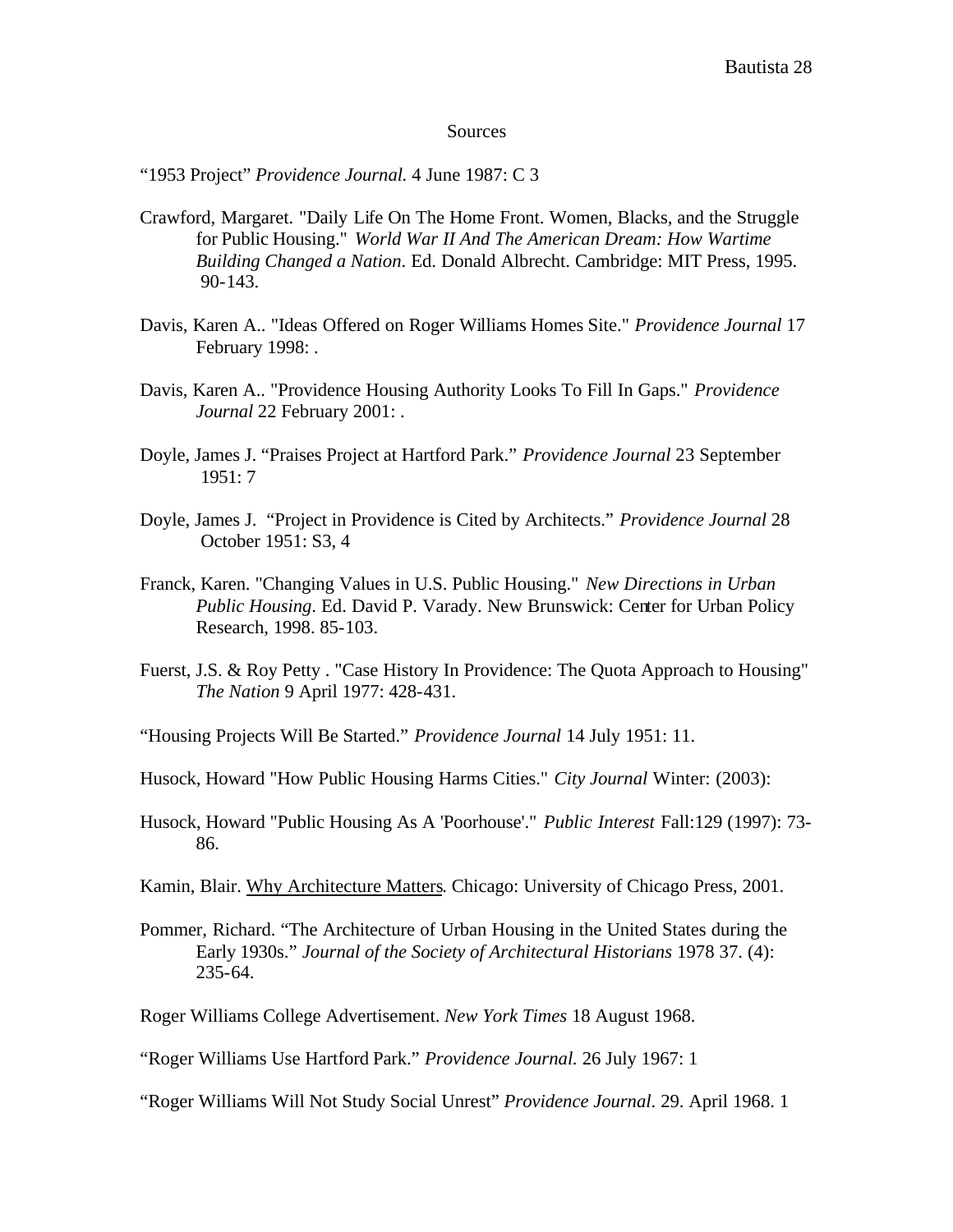Sources

"1953 Project" *Providence Journal.* 4 June 1987: C 3

Crawford, Margaret. "Daily Life On The Home Front. Women, Blacks, and the Struggle for Public Housing." *World War II And The American Dream: How Wartime Building Changed a Nation*. Ed. Donald Albrecht. Cambridge: MIT Press, 1995. 90-143.

Davis, Karen A.. "Ideas Offered on Roger Williams Homes Site." *Providence Journal* 17 February 1998: .

Davis, Karen A.. "Providence Housing Authority Looks To Fill In Gaps." *Providence Journal* 22 February 2001: .

Doyle, James J. "Praises Project at Hartford Park." *Providence Journal* 23 September 1951: 7

Doyle, James J. "Project in Providence is Cited by Architects." *Providence Journal* 28 October 1951: S3, 4

Franck, Karen. "Changing Values in U.S. Public Housing." *New Directions in Urban Public Housing*. Ed. David P. Varady. New Brunswick: Center for Urban Policy Research, 1998. 85-103.

Fuerst, J.S. & Roy Petty . "Case History In Providence: The Quota Approach to Housing" *The Nation* 9 April 1977: 428-431.

"Housing Projects Will Be Started." *Providence Journal* 14 July 1951: 11.

Husock, Howard "How Public Housing Harms Cities." *City Journal* Winter: (2003):

Husock, Howard "Public Housing As A 'Poorhouse'." *Public Interest* Fall:129 (1997): 73-86.

Kamin, Blair. Why Architecture Matters. Chicago: University of Chicago Press, 2001.

Pommer, Richard. "The Architecture of Urban Housing in the United States during the Early 1930s." *Journal of the Society of Architectural Historians* 1978 37. (4): 235-64.

Roger Williams College Advertisement. *New York Times* 18 August 1968.

"Roger Williams Use Hartford Park." *Providence Journal.* 26 July 1967: 1

"Roger Williams Will Not Study Social Unrest" *Providence Journal*. 29. April 1968. 1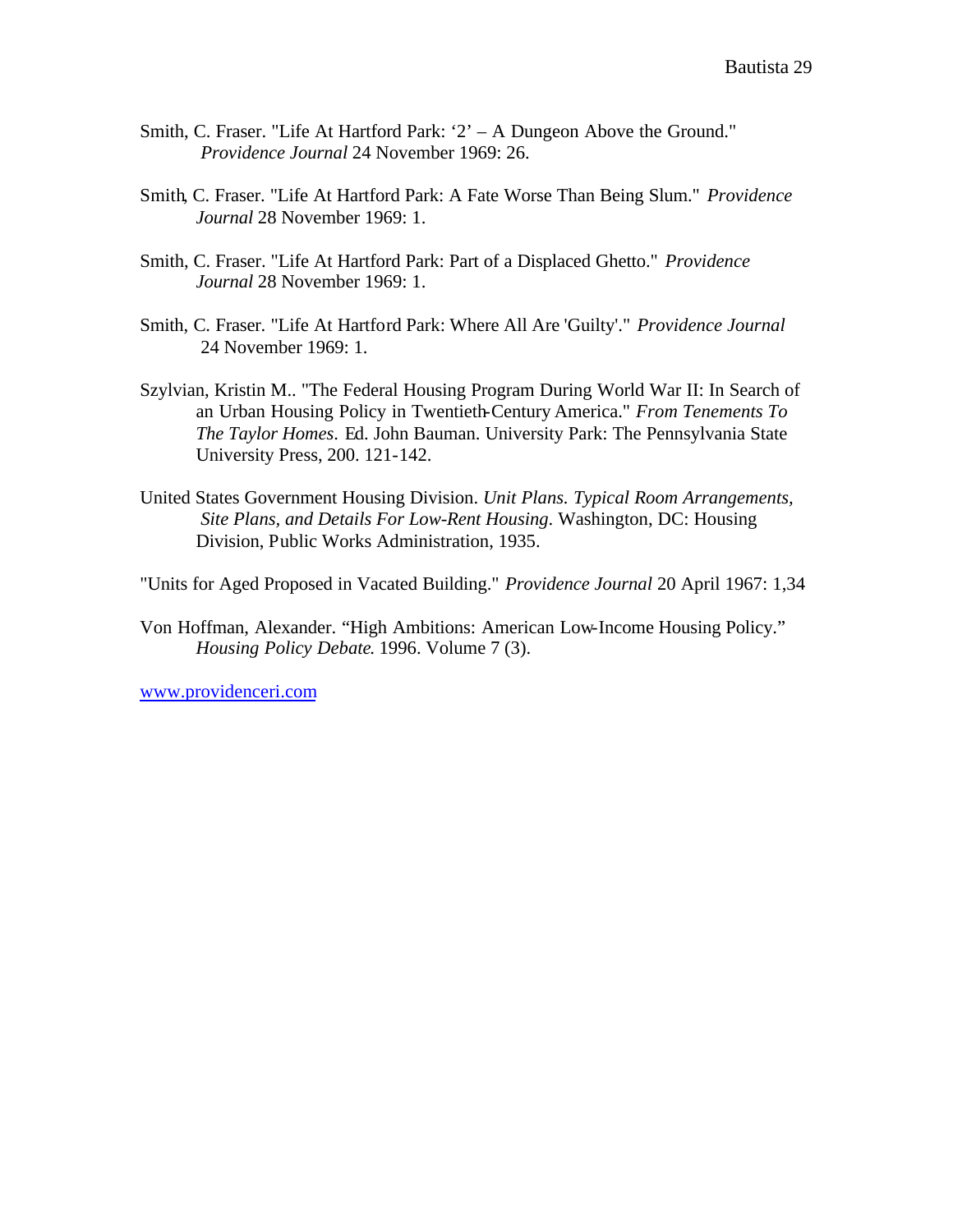Smith, C. Fraser. "Life At Hartford Park: '2' – A Dungeon Above the Ground." *Providence Journal* 24 November 1969: 26.

Smith, C. Fraser. "Life At Hartford Park: A Fate Worse Than Being Slum." *Providence Journal* 28 November 1969: 1.

Smith, C. Fraser. "Life At Hartford Park: Part of a Displaced Ghetto." *Providence Journal* 28 November 1969: 1.

Smith, C. Fraser. "Life At Hartford Park: Where All Are 'Guilty'." *Providence Journal* 24 November 1969: 1.

Szylvian, Kristin M.. "The Federal Housing Program During World War II: In Search of an Urban Housing Policy in Twentieth-Century America." *From Tenements To The Taylor Homes*. Ed. John Bauman. University Park: The Pennsylvania State University Press, 200. 121-142.

United States Government Housing Division. *Unit Plans. Typical Room Arrangements, Site Plans, and Details For Low-Rent Housing*. Washington, DC: Housing Division, Public Works Administration, 1935.

"Units for Aged Proposed in Vacated Building." *Providence Journal* 20 April 1967: 1,34

Von Hoffman, Alexander. "High Ambitions: American Low-Income Housing Policy." *Housing Policy Debate*. 1996. Volume 7 (3).

www.providenceri.com